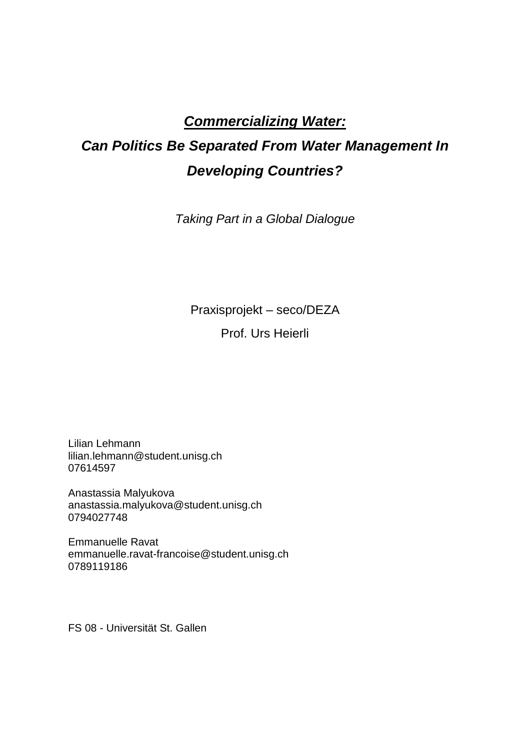# ***Commercializing Water:***
# ***Can Politics Be Separated From Water Management In Developing Countries?***

*Taking Part in a Global Dialogue*

Praxisprojekt – seco/DEZA

Prof. Urs Heierli

Lilian Lehmann
lilian.lehmann@student.unisg.ch
07614597

Anastassia Malyukova
anastassia.malyukova@student.unisg.ch
0794027748

Emmanuelle Ravat
emmanuelle.ravat-francoise@student.unisg.ch
0789119186

FS 08 - Universität St. Gallen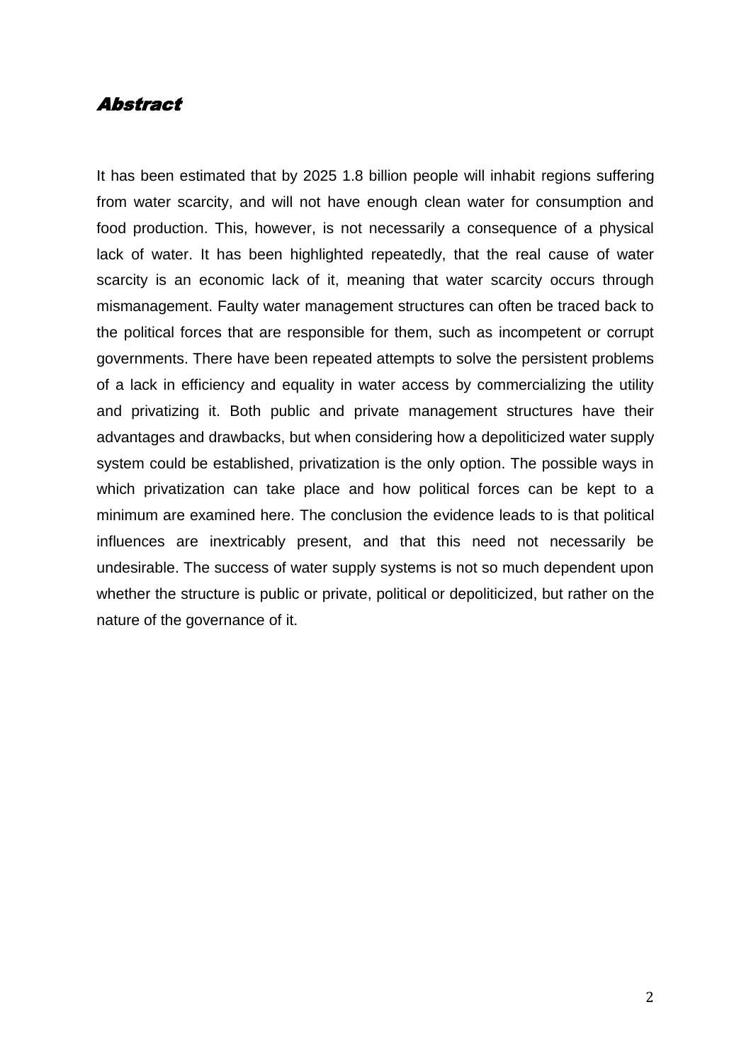## *Abstract*

It has been estimated that by 2025 1.8 billion people will inhabit regions suffering from water scarcity, and will not have enough clean water for consumption and food production. This, however, is not necessarily a consequence of a physical lack of water. It has been highlighted repeatedly, that the real cause of water scarcity is an economic lack of it, meaning that water scarcity occurs through mismanagement. Faulty water management structures can often be traced back to the political forces that are responsible for them, such as incompetent or corrupt governments. There have been repeated attempts to solve the persistent problems of a lack in efficiency and equality in water access by commercializing the utility and privatizing it. Both public and private management structures have their advantages and drawbacks, but when considering how a depoliticized water supply system could be established, privatization is the only option. The possible ways in which privatization can take place and how political forces can be kept to a minimum are examined here. The conclusion the evidence leads to is that political influences are inextricably present, and that this need not necessarily be undesirable. The success of water supply systems is not so much dependent upon whether the structure is public or private, political or depoliticized, but rather on the nature of the governance of it.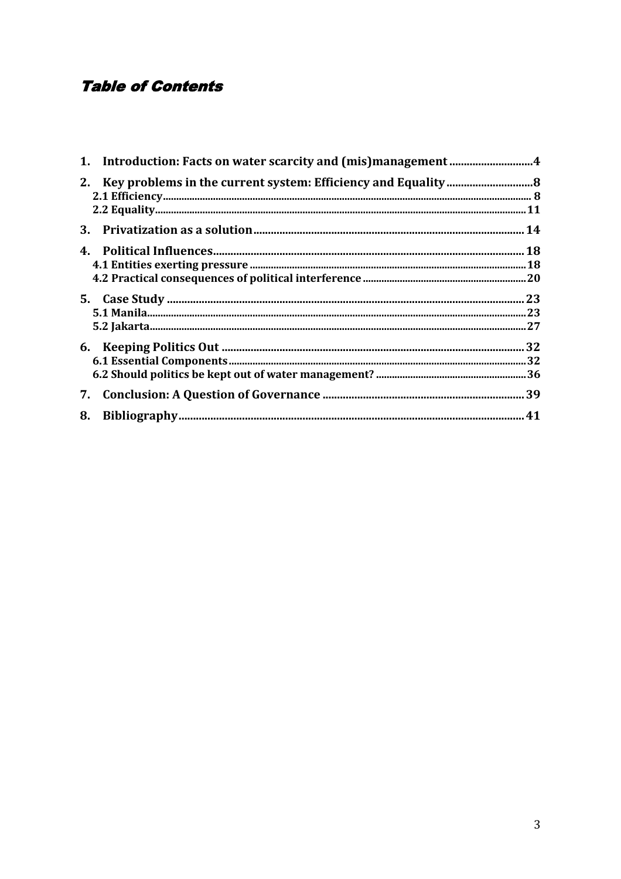# *Table of Contents*

1. **Introduction: Facts on water scarcity and (mis)management** .......... 4
2. **Key problems in the current system: Efficiency and Equality** .......... 8
   - 2.1 Efficiency .......... 8
   - 2.2 Equality .......... 11
3. **Privatization as a solution** .......... 14
4. **Political Influences** .......... 18
   - 4.1 Entities exerting pressure .......... 18
   - 4.2 Practical consequences of political interference .......... 20
5. **Case Study** .......... 23
   - 5.1 Manila .......... 23
   - 5.2 Jakarta .......... 27
6. **Keeping Politics Out** .......... 32
   - 6.1 Essential Components .......... 32
   - 6.2 Should politics be kept out of water management? .......... 36
7. **Conclusion: A Question of Governance** .......... 39
8. **Bibliography** .......... 41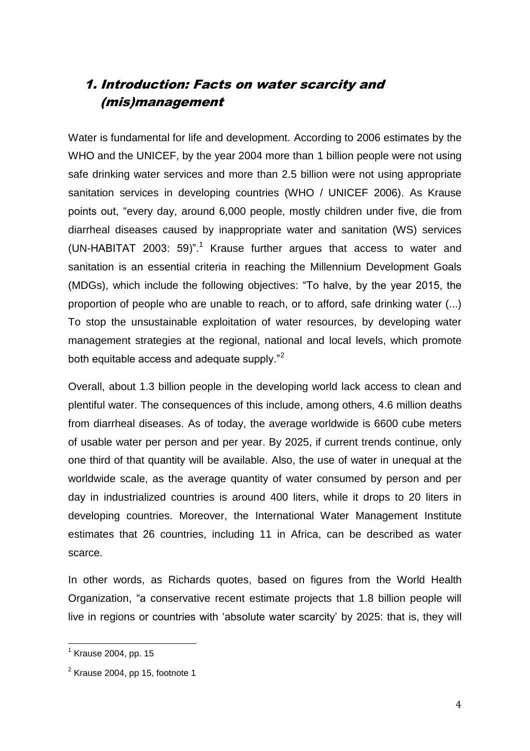## 1. Introduction: Facts on water scarcity and (mis)management

Water is fundamental for life and development. According to 2006 estimates by the WHO and the UNICEF, by the year 2004 more than 1 billion people were not using safe drinking water services and more than 2.5 billion were not using appropriate sanitation services in developing countries (WHO / UNICEF 2006). As Krause points out, "every day, around 6,000 people, mostly children under five, die from diarrheal diseases caused by inappropriate water and sanitation (WS) services (UN-HABITAT 2003: 59)".[1] Krause further argues that access to water and sanitation is an essential criteria in reaching the Millennium Development Goals (MDGs), which include the following objectives: "To halve, by the year 2015, the proportion of people who are unable to reach, or to afford, safe drinking water (...) To stop the unsustainable exploitation of water resources, by developing water management strategies at the regional, national and local levels, which promote both equitable access and adequate supply."[2]

Overall, about 1.3 billion people in the developing world lack access to clean and plentiful water. The consequences of this include, among others, 4.6 million deaths from diarrheal diseases. As of today, the average worldwide is 6600 cube meters of usable water per person and per year. By 2025, if current trends continue, only one third of that quantity will be available. Also, the use of water in unequal at the worldwide scale, as the average quantity of water consumed by person and per day in industrialized countries is around 400 liters, while it drops to 20 liters in developing countries. Moreover, the International Water Management Institute estimates that 26 countries, including 11 in Africa, can be described as water scarce.

In other words, as Richards quotes, based on figures from the World Health Organization, "a conservative recent estimate projects that 1.8 billion people will live in regions or countries with 'absolute water scarcity' by 2025: that is, they will

---

[1] Krause 2004, pp. 15

[2] Krause 2004, pp 15, footnote 1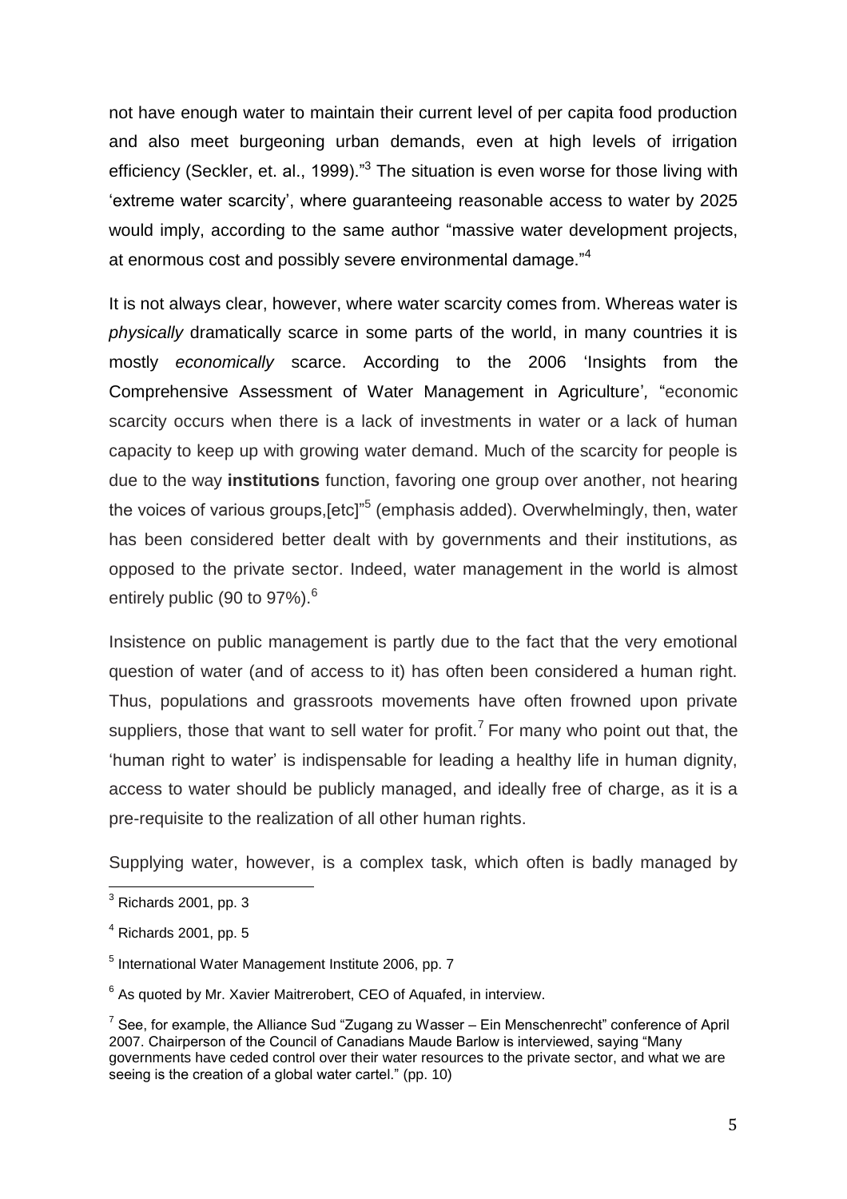not have enough water to maintain their current level of per capita food production and also meet burgeoning urban demands, even at high levels of irrigation efficiency (Seckler, et. al., 1999)."[3] The situation is even worse for those living with 'extreme water scarcity', where guaranteeing reasonable access to water by 2025 would imply, according to the same author "massive water development projects, at enormous cost and possibly severe environmental damage."[4]

It is not always clear, however, where water scarcity comes from. Whereas water is *physically* dramatically scarce in some parts of the world, in many countries it is mostly *economically* scarce. According to the 2006 'Insights from the Comprehensive Assessment of Water Management in Agriculture', "economic scarcity occurs when there is a lack of investments in water or a lack of human capacity to keep up with growing water demand. Much of the scarcity for people is due to the way **institutions** function, favoring one group over another, not hearing the voices of various groups,[etc]"[5] (emphasis added). Overwhelmingly, then, water has been considered better dealt with by governments and their institutions, as opposed to the private sector. Indeed, water management in the world is almost entirely public (90 to 97%).[6]

Insistence on public management is partly due to the fact that the very emotional question of water (and of access to it) has often been considered a human right. Thus, populations and grassroots movements have often frowned upon private suppliers, those that want to sell water for profit.[7] For many who point out that, the 'human right to water' is indispensable for leading a healthy life in human dignity, access to water should be publicly managed, and ideally free of charge, as it is a pre-requisite to the realization of all other human rights.

Supplying water, however, is a complex task, which often is badly managed by

---

[3] Richards 2001, pp. 3

[4] Richards 2001, pp. 5

[5] International Water Management Institute 2006, pp. 7

[6] As quoted by Mr. Xavier Maitrerobert, CEO of Aquafed, in interview.

[7] See, for example, the Alliance Sud "Zugang zu Wasser – Ein Menschenrecht" conference of April 2007. Chairperson of the Council of Canadians Maude Barlow is interviewed, saying "Many governments have ceded control over their water resources to the private sector, and what we are seeing is the creation of a global water cartel." (pp. 10)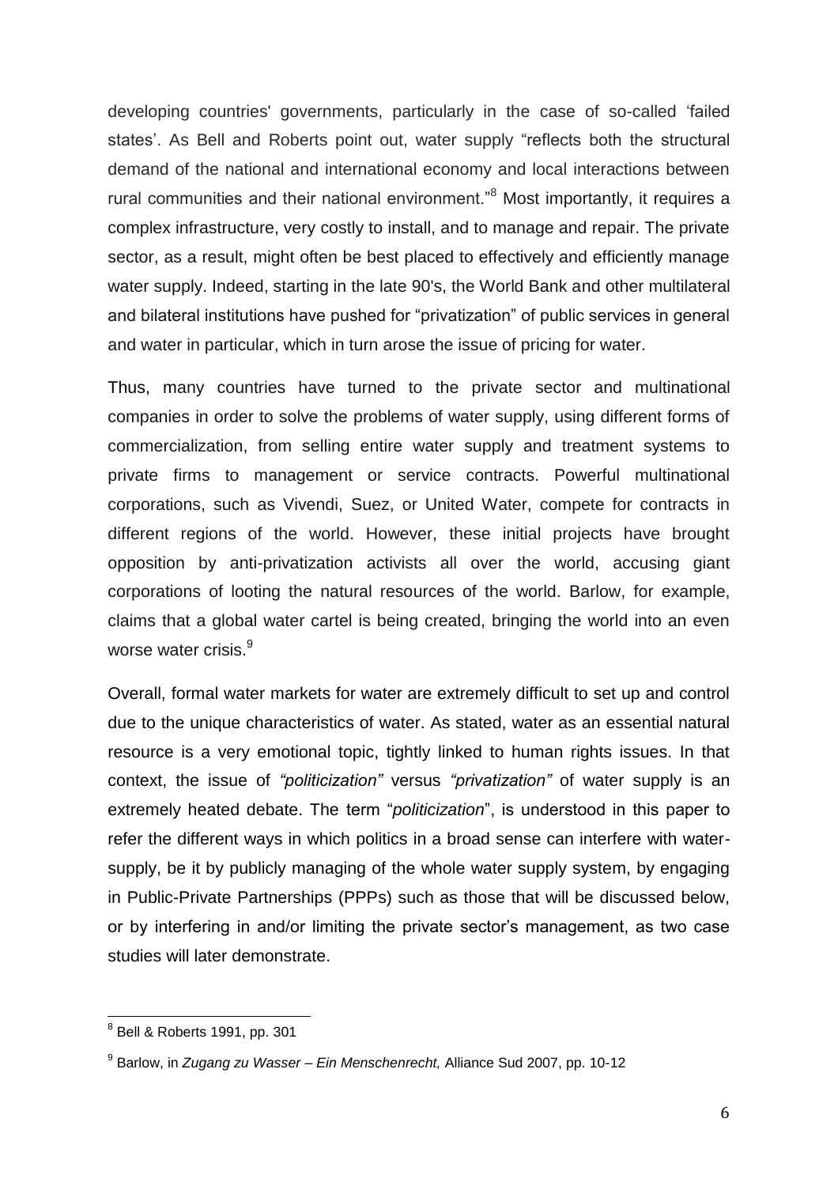developing countries' governments, particularly in the case of so-called 'failed states'. As Bell and Roberts point out, water supply "reflects both the structural demand of the national and international economy and local interactions between rural communities and their national environment."[8] Most importantly, it requires a complex infrastructure, very costly to install, and to manage and repair. The private sector, as a result, might often be best placed to effectively and efficiently manage water supply. Indeed, starting in the late 90's, the World Bank and other multilateral and bilateral institutions have pushed for "privatization" of public services in general and water in particular, which in turn arose the issue of pricing for water.

Thus, many countries have turned to the private sector and multinational companies in order to solve the problems of water supply, using different forms of commercialization, from selling entire water supply and treatment systems to private firms to management or service contracts. Powerful multinational corporations, such as Vivendi, Suez, or United Water, compete for contracts in different regions of the world. However, these initial projects have brought opposition by anti-privatization activists all over the world, accusing giant corporations of looting the natural resources of the world. Barlow, for example, claims that a global water cartel is being created, bringing the world into an even worse water crisis.[9]

Overall, formal water markets for water are extremely difficult to set up and control due to the unique characteristics of water. As stated, water as an essential natural resource is a very emotional topic, tightly linked to human rights issues. In that context, the issue of *"politicization"* versus *"privatization"* of water supply is an extremely heated debate. The term "*politicization*", is understood in this paper to refer the different ways in which politics in a broad sense can interfere with water-supply, be it by publicly managing of the whole water supply system, by engaging in Public-Private Partnerships (PPPs) such as those that will be discussed below, or by interfering in and/or limiting the private sector's management, as two case studies will later demonstrate.

---

[8] Bell & Roberts 1991, pp. 301

[9] Barlow, in *Zugang zu Wasser – Ein Menschenrecht,* Alliance Sud 2007, pp. 10-12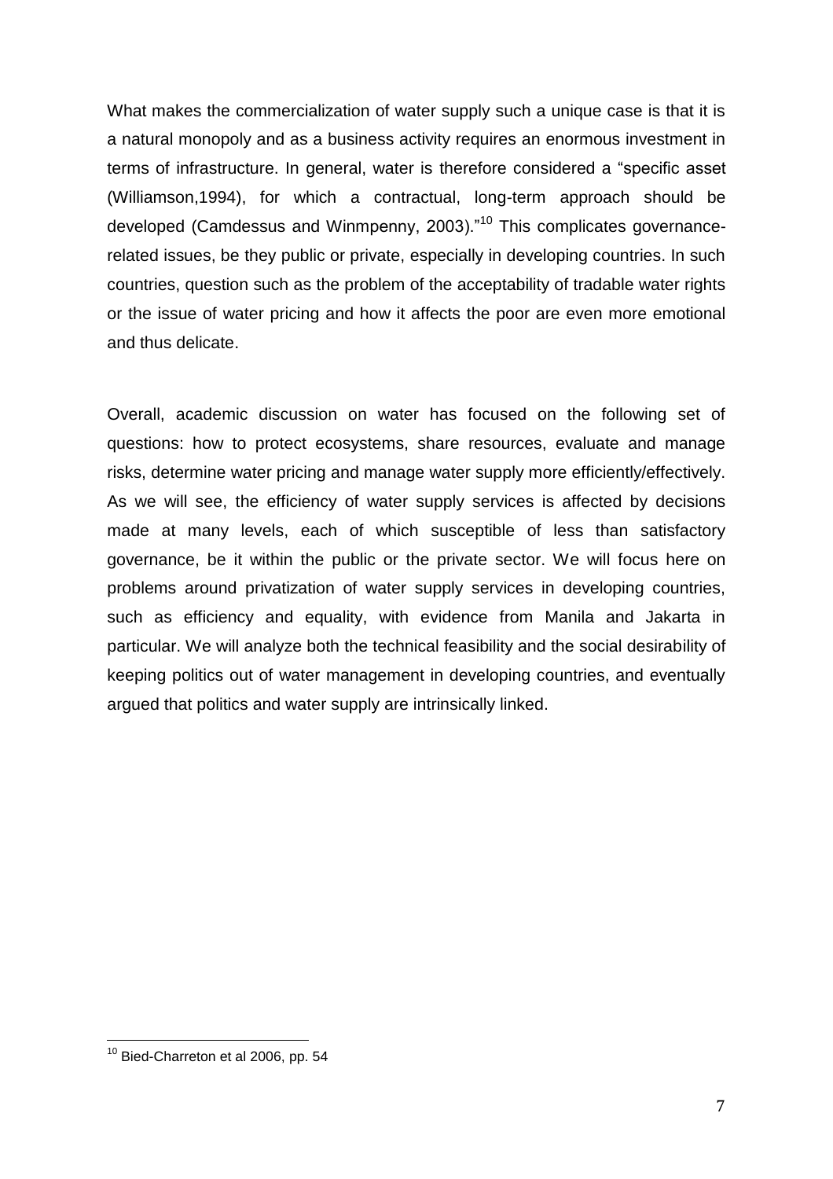What makes the commercialization of water supply such a unique case is that it is a natural monopoly and as a business activity requires an enormous investment in terms of infrastructure. In general, water is therefore considered a "specific asset (Williamson,1994), for which a contractual, long-term approach should be developed (Camdessus and Winmpenny, 2003)."[10] This complicates governance-related issues, be they public or private, especially in developing countries. In such countries, question such as the problem of the acceptability of tradable water rights or the issue of water pricing and how it affects the poor are even more emotional and thus delicate.

Overall, academic discussion on water has focused on the following set of questions: how to protect ecosystems, share resources, evaluate and manage risks, determine water pricing and manage water supply more efficiently/effectively. As we will see, the efficiency of water supply services is affected by decisions made at many levels, each of which susceptible of less than satisfactory governance, be it within the public or the private sector. We will focus here on problems around privatization of water supply services in developing countries, such as efficiency and equality, with evidence from Manila and Jakarta in particular. We will analyze both the technical feasibility and the social desirability of keeping politics out of water management in developing countries, and eventually argued that politics and water supply are intrinsically linked.

[10] Bied-Charreton et al 2006, pp. 54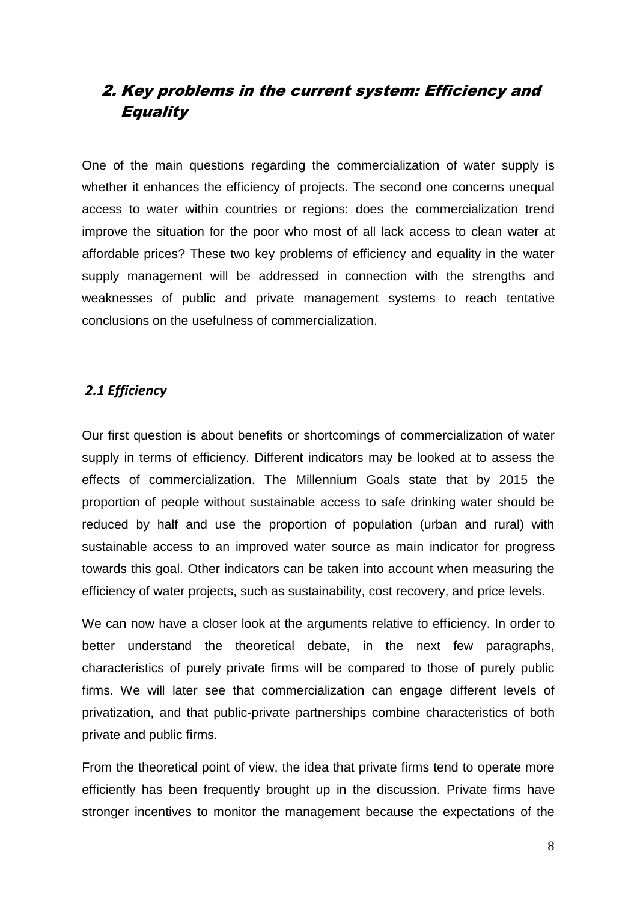## 2. Key problems in the current system: Efficiency and Equality

One of the main questions regarding the commercialization of water supply is whether it enhances the efficiency of projects. The second one concerns unequal access to water within countries or regions: does the commercialization trend improve the situation for the poor who most of all lack access to clean water at affordable prices? These two key problems of efficiency and equality in the water supply management will be addressed in connection with the strengths and weaknesses of public and private management systems to reach tentative conclusions on the usefulness of commercialization.

### *2.1 Efficiency*

Our first question is about benefits or shortcomings of commercialization of water supply in terms of efficiency. Different indicators may be looked at to assess the effects of commercialization. The Millennium Goals state that by 2015 the proportion of people without sustainable access to safe drinking water should be reduced by half and use the proportion of population (urban and rural) with sustainable access to an improved water source as main indicator for progress towards this goal. Other indicators can be taken into account when measuring the efficiency of water projects, such as sustainability, cost recovery, and price levels.

We can now have a closer look at the arguments relative to efficiency. In order to better understand the theoretical debate, in the next few paragraphs, characteristics of purely private firms will be compared to those of purely public firms. We will later see that commercialization can engage different levels of privatization, and that public-private partnerships combine characteristics of both private and public firms.

From the theoretical point of view, the idea that private firms tend to operate more efficiently has been frequently brought up in the discussion. Private firms have stronger incentives to monitor the management because the expectations of the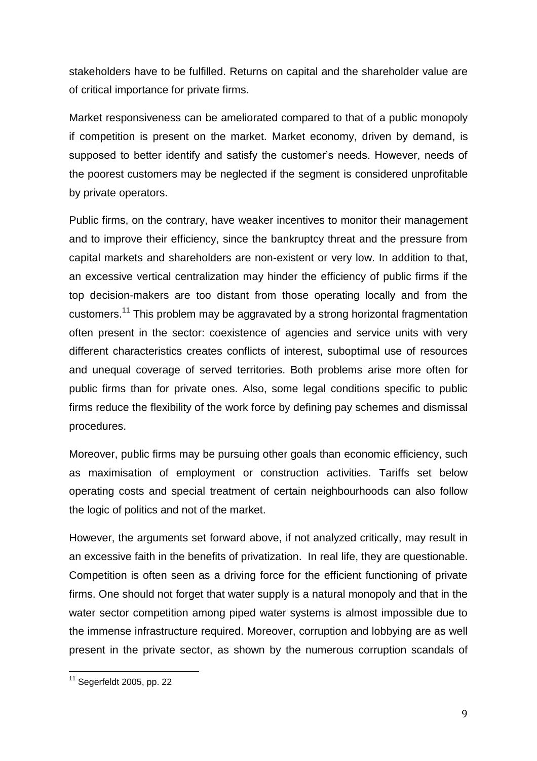stakeholders have to be fulfilled. Returns on capital and the shareholder value are of critical importance for private firms.

Market responsiveness can be ameliorated compared to that of a public monopoly if competition is present on the market. Market economy, driven by demand, is supposed to better identify and satisfy the customer's needs. However, needs of the poorest customers may be neglected if the segment is considered unprofitable by private operators.

Public firms, on the contrary, have weaker incentives to monitor their management and to improve their efficiency, since the bankruptcy threat and the pressure from capital markets and shareholders are non-existent or very low. In addition to that, an excessive vertical centralization may hinder the efficiency of public firms if the top decision-makers are too distant from those operating locally and from the customers.[11] This problem may be aggravated by a strong horizontal fragmentation often present in the sector: coexistence of agencies and service units with very different characteristics creates conflicts of interest, suboptimal use of resources and unequal coverage of served territories. Both problems arise more often for public firms than for private ones. Also, some legal conditions specific to public firms reduce the flexibility of the work force by defining pay schemes and dismissal procedures.

Moreover, public firms may be pursuing other goals than economic efficiency, such as maximisation of employment or construction activities. Tariffs set below operating costs and special treatment of certain neighbourhoods can also follow the logic of politics and not of the market.

However, the arguments set forward above, if not analyzed critically, may result in an excessive faith in the benefits of privatization. In real life, they are questionable. Competition is often seen as a driving force for the efficient functioning of private firms. One should not forget that water supply is a natural monopoly and that in the water sector competition among piped water systems is almost impossible due to the immense infrastructure required. Moreover, corruption and lobbying are as well present in the private sector, as shown by the numerous corruption scandals of

[11] Segerfeldt 2005, pp. 22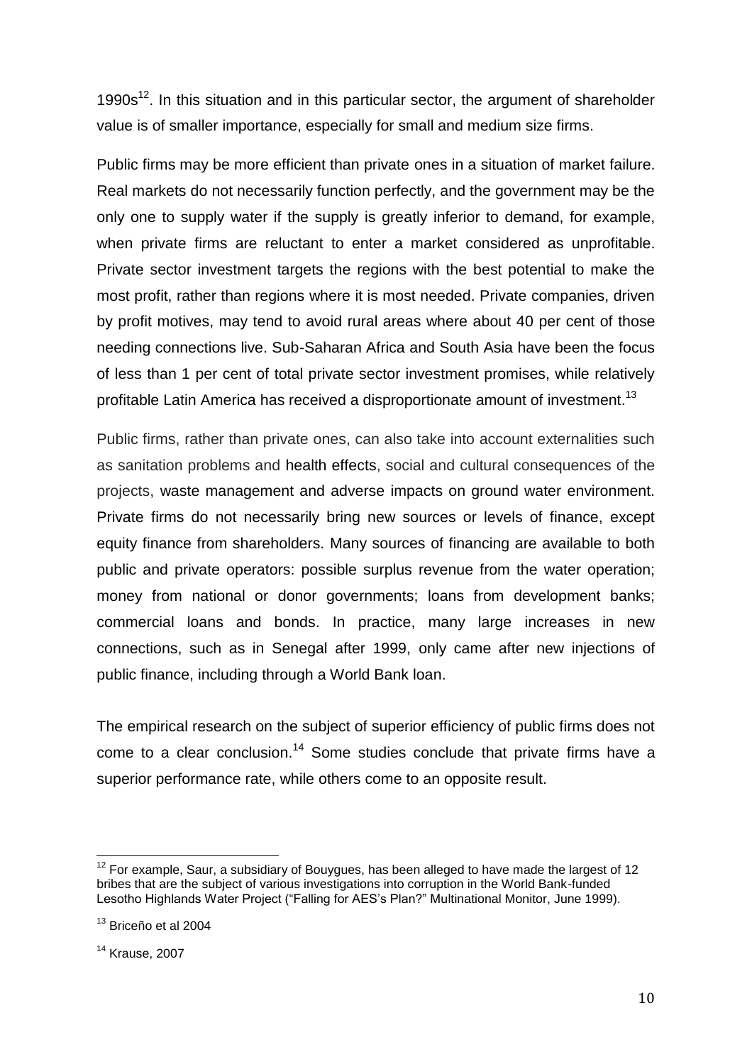1990s[12]. In this situation and in this particular sector, the argument of shareholder value is of smaller importance, especially for small and medium size firms.

Public firms may be more efficient than private ones in a situation of market failure. Real markets do not necessarily function perfectly, and the government may be the only one to supply water if the supply is greatly inferior to demand, for example, when private firms are reluctant to enter a market considered as unprofitable. Private sector investment targets the regions with the best potential to make the most profit, rather than regions where it is most needed. Private companies, driven by profit motives, may tend to avoid rural areas where about 40 per cent of those needing connections live. Sub-Saharan Africa and South Asia have been the focus of less than 1 per cent of total private sector investment promises, while relatively profitable Latin America has received a disproportionate amount of investment.[13]

Public firms, rather than private ones, can also take into account externalities such as sanitation problems and health effects, social and cultural consequences of the projects, waste management and adverse impacts on ground water environment. Private firms do not necessarily bring new sources or levels of finance, except equity finance from shareholders. Many sources of financing are available to both public and private operators: possible surplus revenue from the water operation; money from national or donor governments; loans from development banks; commercial loans and bonds. In practice, many large increases in new connections, such as in Senegal after 1999, only came after new injections of public finance, including through a World Bank loan.

The empirical research on the subject of superior efficiency of public firms does not come to a clear conclusion.[14] Some studies conclude that private firms have a superior performance rate, while others come to an opposite result.

---

[12] For example, Saur, a subsidiary of Bouygues, has been alleged to have made the largest of 12 bribes that are the subject of various investigations into corruption in the World Bank-funded Lesotho Highlands Water Project ("Falling for AES's Plan?" Multinational Monitor, June 1999).

[13] Briceño et al 2004

[14] Krause, 2007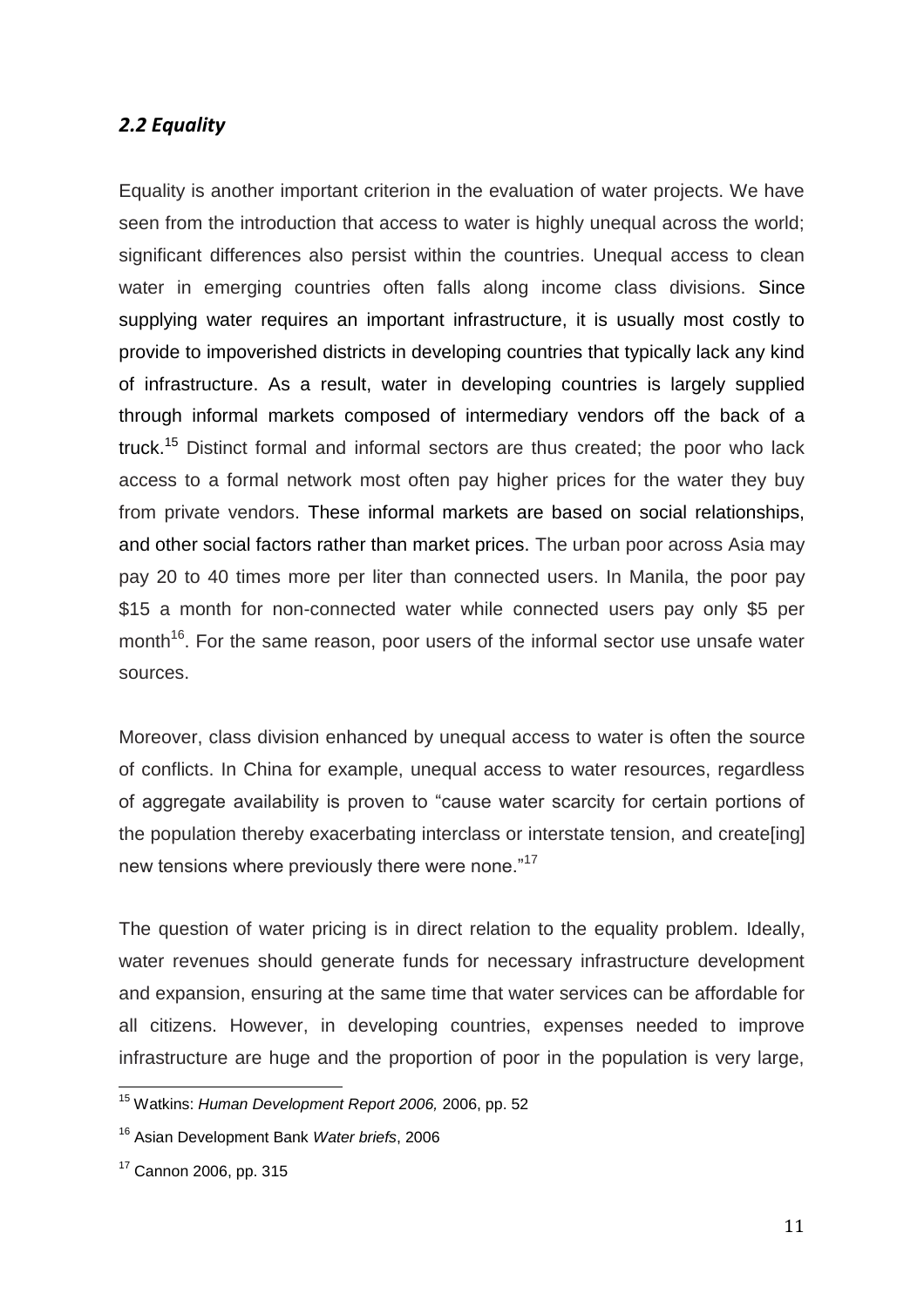### *2.2 Equality*

Equality is another important criterion in the evaluation of water projects. We have seen from the introduction that access to water is highly unequal across the world; significant differences also persist within the countries. Unequal access to clean water in emerging countries often falls along income class divisions. Since supplying water requires an important infrastructure, it is usually most costly to provide to impoverished districts in developing countries that typically lack any kind of infrastructure. As a result, water in developing countries is largely supplied through informal markets composed of intermediary vendors off the back of a truck.[15] Distinct formal and informal sectors are thus created; the poor who lack access to a formal network most often pay higher prices for the water they buy from private vendors. These informal markets are based on social relationships, and other social factors rather than market prices. The urban poor across Asia may pay 20 to 40 times more per liter than connected users. In Manila, the poor pay $15 a month for non-connected water while connected users pay only $5 per month[16]. For the same reason, poor users of the informal sector use unsafe water sources.

Moreover, class division enhanced by unequal access to water is often the source of conflicts. In China for example, unequal access to water resources, regardless of aggregate availability is proven to "cause water scarcity for certain portions of the population thereby exacerbating interclass or interstate tension, and create[ing] new tensions where previously there were none."[17]

The question of water pricing is in direct relation to the equality problem. Ideally, water revenues should generate funds for necessary infrastructure development and expansion, ensuring at the same time that water services can be affordable for all citizens. However, in developing countries, expenses needed to improve infrastructure are huge and the proportion of poor in the population is very large,

---

[15] Watkins: *Human Development Report 2006,* 2006, pp. 52

[16] Asian Development Bank *Water briefs*, 2006

[17] Cannon 2006, pp. 315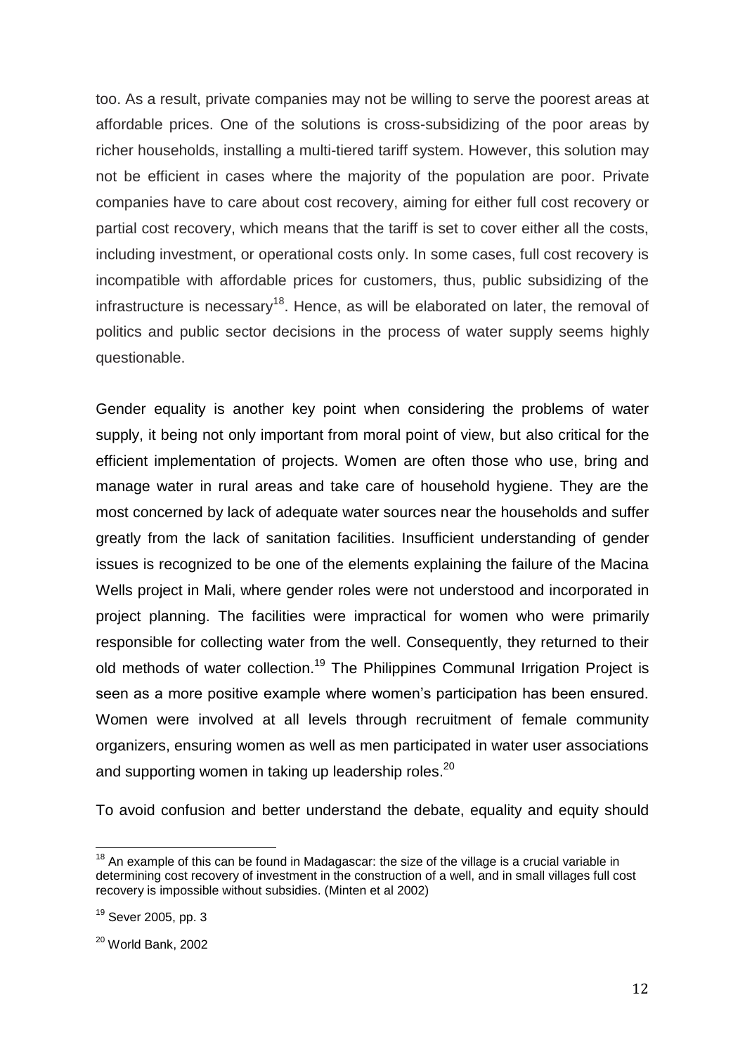too. As a result, private companies may not be willing to serve the poorest areas at affordable prices. One of the solutions is cross-subsidizing of the poor areas by richer households, installing a multi-tiered tariff system. However, this solution may not be efficient in cases where the majority of the population are poor. Private companies have to care about cost recovery, aiming for either full cost recovery or partial cost recovery, which means that the tariff is set to cover either all the costs, including investment, or operational costs only. In some cases, full cost recovery is incompatible with affordable prices for customers, thus, public subsidizing of the infrastructure is necessary[18]. Hence, as will be elaborated on later, the removal of politics and public sector decisions in the process of water supply seems highly questionable.

Gender equality is another key point when considering the problems of water supply, it being not only important from moral point of view, but also critical for the efficient implementation of projects. Women are often those who use, bring and manage water in rural areas and take care of household hygiene. They are the most concerned by lack of adequate water sources near the households and suffer greatly from the lack of sanitation facilities. Insufficient understanding of gender issues is recognized to be one of the elements explaining the failure of the Macina Wells project in Mali, where gender roles were not understood and incorporated in project planning. The facilities were impractical for women who were primarily responsible for collecting water from the well. Consequently, they returned to their old methods of water collection.[19] The Philippines Communal Irrigation Project is seen as a more positive example where women's participation has been ensured. Women were involved at all levels through recruitment of female community organizers, ensuring women as well as men participated in water user associations and supporting women in taking up leadership roles.[20]

To avoid confusion and better understand the debate, equality and equity should

---

[18] An example of this can be found in Madagascar: the size of the village is a crucial variable in determining cost recovery of investment in the construction of a well, and in small villages full cost recovery is impossible without subsidies. (Minten et al 2002)

[19] Sever 2005, pp. 3

[20] World Bank, 2002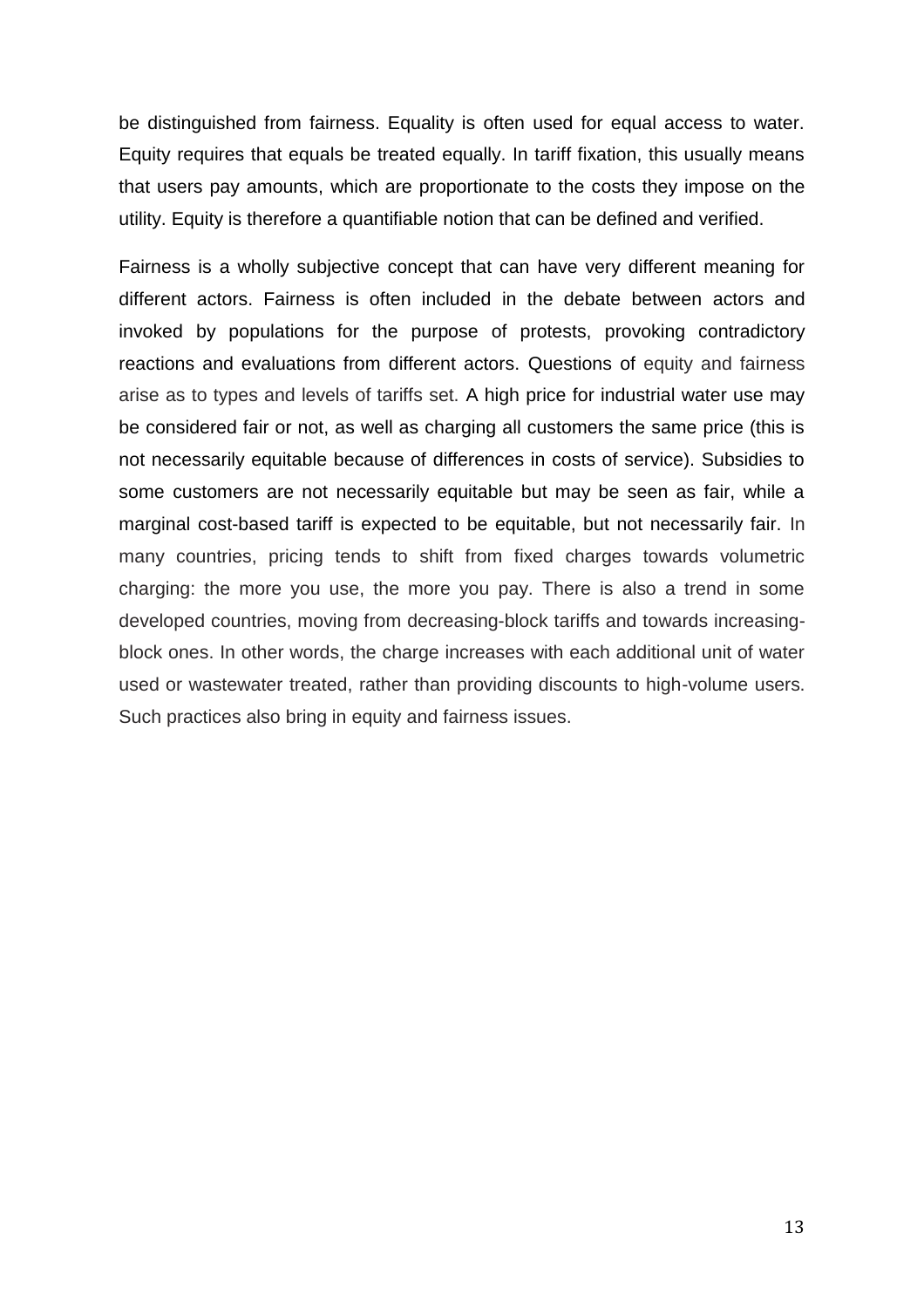be distinguished from fairness. Equality is often used for equal access to water. Equity requires that equals be treated equally. In tariff fixation, this usually means that users pay amounts, which are proportionate to the costs they impose on the utility. Equity is therefore a quantifiable notion that can be defined and verified.

Fairness is a wholly subjective concept that can have very different meaning for different actors. Fairness is often included in the debate between actors and invoked by populations for the purpose of protests, provoking contradictory reactions and evaluations from different actors. Questions of equity and fairness arise as to types and levels of tariffs set. A high price for industrial water use may be considered fair or not, as well as charging all customers the same price (this is not necessarily equitable because of differences in costs of service). Subsidies to some customers are not necessarily equitable but may be seen as fair, while a marginal cost-based tariff is expected to be equitable, but not necessarily fair. In many countries, pricing tends to shift from fixed charges towards volumetric charging: the more you use, the more you pay. There is also a trend in some developed countries, moving from decreasing-block tariffs and towards increasing-block ones. In other words, the charge increases with each additional unit of water used or wastewater treated, rather than providing discounts to high-volume users. Such practices also bring in equity and fairness issues.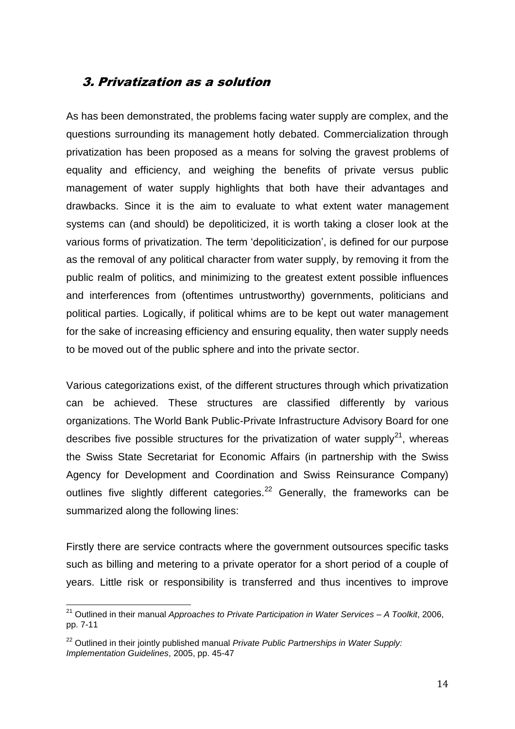## 3. Privatization as a solution

As has been demonstrated, the problems facing water supply are complex, and the questions surrounding its management hotly debated. Commercialization through privatization has been proposed as a means for solving the gravest problems of equality and efficiency, and weighing the benefits of private versus public management of water supply highlights that both have their advantages and drawbacks. Since it is the aim to evaluate to what extent water management systems can (and should) be depoliticized, it is worth taking a closer look at the various forms of privatization. The term 'depoliticization', is defined for our purpose as the removal of any political character from water supply, by removing it from the public realm of politics, and minimizing to the greatest extent possible influences and interferences from (oftentimes untrustworthy) governments, politicians and political parties. Logically, if political whims are to be kept out water management for the sake of increasing efficiency and ensuring equality, then water supply needs to be moved out of the public sphere and into the private sector.

Various categorizations exist, of the different structures through which privatization can be achieved. These structures are classified differently by various organizations. The World Bank Public-Private Infrastructure Advisory Board for one describes five possible structures for the privatization of water supply[21], whereas the Swiss State Secretariat for Economic Affairs (in partnership with the Swiss Agency for Development and Coordination and Swiss Reinsurance Company) outlines five slightly different categories.[22] Generally, the frameworks can be summarized along the following lines:

Firstly there are service contracts where the government outsources specific tasks such as billing and metering to a private operator for a short period of a couple of years. Little risk or responsibility is transferred and thus incentives to improve

---

[21] Outlined in their manual *Approaches to Private Participation in Water Services – A Toolkit*, 2006, pp. 7-11

[22] Outlined in their jointly published manual *Private Public Partnerships in Water Supply: Implementation Guidelines*, 2005, pp. 45-47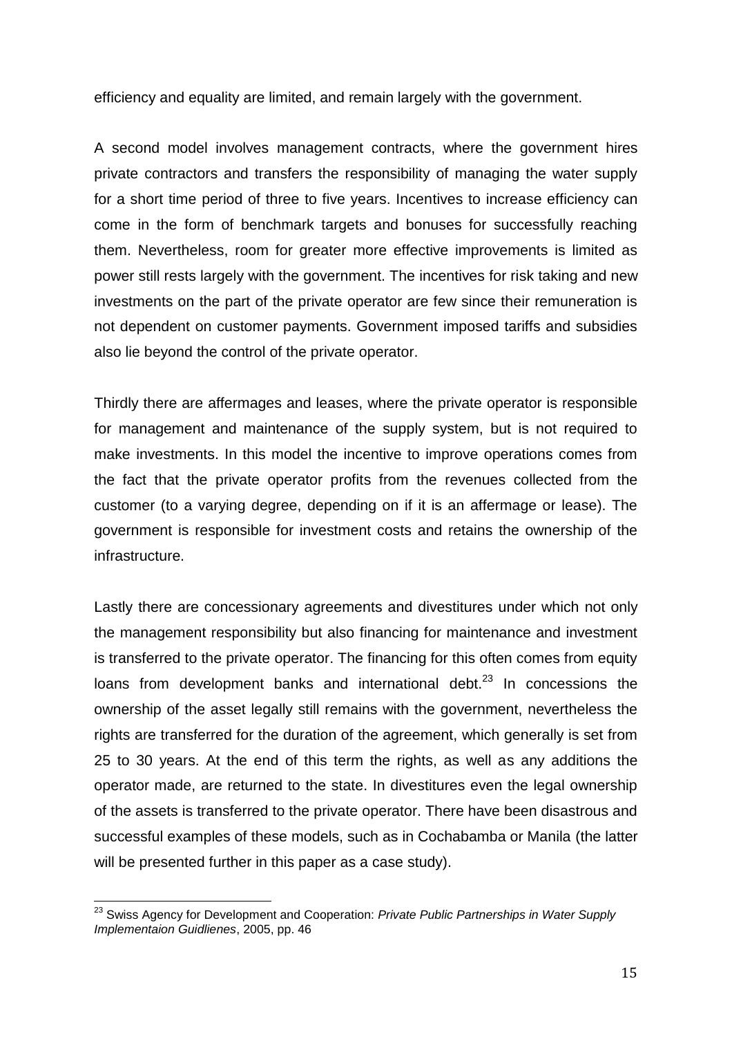efficiency and equality are limited, and remain largely with the government.

A second model involves management contracts, where the government hires private contractors and transfers the responsibility of managing the water supply for a short time period of three to five years. Incentives to increase efficiency can come in the form of benchmark targets and bonuses for successfully reaching them. Nevertheless, room for greater more effective improvements is limited as power still rests largely with the government. The incentives for risk taking and new investments on the part of the private operator are few since their remuneration is not dependent on customer payments. Government imposed tariffs and subsidies also lie beyond the control of the private operator.

Thirdly there are affermages and leases, where the private operator is responsible for management and maintenance of the supply system, but is not required to make investments. In this model the incentive to improve operations comes from the fact that the private operator profits from the revenues collected from the customer (to a varying degree, depending on if it is an affermage or lease). The government is responsible for investment costs and retains the ownership of the infrastructure.

Lastly there are concessionary agreements and divestitures under which not only the management responsibility but also financing for maintenance and investment is transferred to the private operator. The financing for this often comes from equity loans from development banks and international debt.[23] In concessions the ownership of the asset legally still remains with the government, nevertheless the rights are transferred for the duration of the agreement, which generally is set from 25 to 30 years. At the end of this term the rights, as well as any additions the operator made, are returned to the state. In divestitures even the legal ownership of the assets is transferred to the private operator. There have been disastrous and successful examples of these models, such as in Cochabamba or Manila (the latter will be presented further in this paper as a case study).

---

[23] Swiss Agency for Development and Cooperation: *Private Public Partnerships in Water Supply Implementaion Guidlienes*, 2005, pp. 46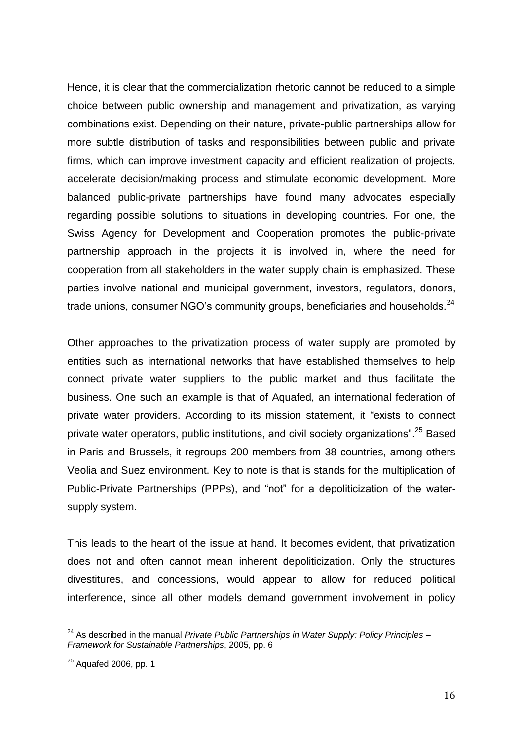Hence, it is clear that the commercialization rhetoric cannot be reduced to a simple choice between public ownership and management and privatization, as varying combinations exist. Depending on their nature, private-public partnerships allow for more subtle distribution of tasks and responsibilities between public and private firms, which can improve investment capacity and efficient realization of projects, accelerate decision/making process and stimulate economic development. More balanced public-private partnerships have found many advocates especially regarding possible solutions to situations in developing countries. For one, the Swiss Agency for Development and Cooperation promotes the public-private partnership approach in the projects it is involved in, where the need for cooperation from all stakeholders in the water supply chain is emphasized. These parties involve national and municipal government, investors, regulators, donors, trade unions, consumer NGO's community groups, beneficiaries and households.[24]

Other approaches to the privatization process of water supply are promoted by entities such as international networks that have established themselves to help connect private water suppliers to the public market and thus facilitate the business. One such an example is that of Aquafed, an international federation of private water providers. According to its mission statement, it "exists to connect private water operators, public institutions, and civil society organizations".[25] Based in Paris and Brussels, it regroups 200 members from 38 countries, among others Veolia and Suez environment. Key to note is that is stands for the multiplication of Public-Private Partnerships (PPPs), and "not" for a depoliticization of the water-supply system.

This leads to the heart of the issue at hand. It becomes evident, that privatization does not and often cannot mean inherent depoliticization. Only the structures divestitures, and concessions, would appear to allow for reduced political interference, since all other models demand government involvement in policy

---

[24] As described in the manual *Private Public Partnerships in Water Supply: Policy Principles – Framework for Sustainable Partnerships*, 2005, pp. 6

[25] Aquafed 2006, pp. 1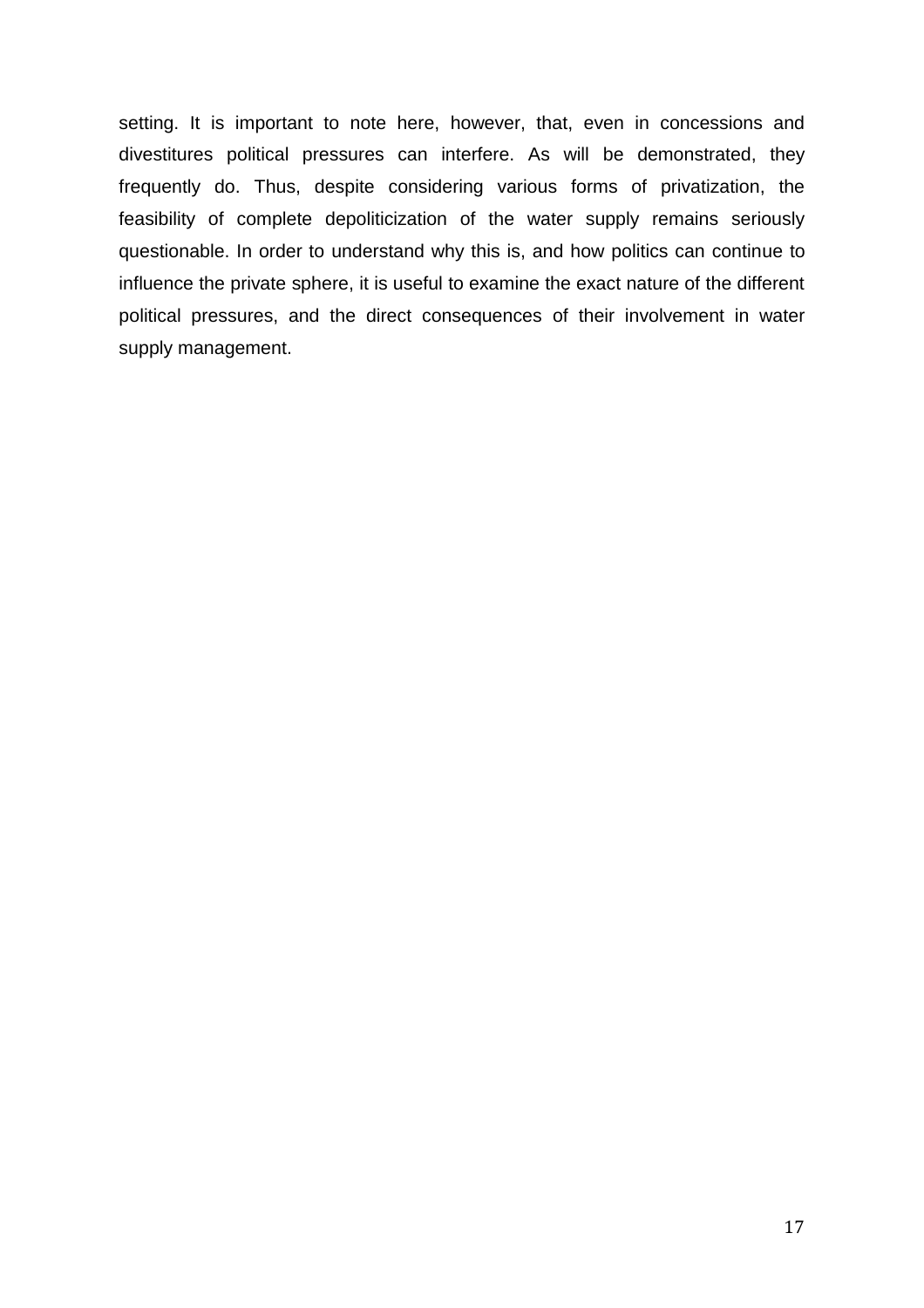setting. It is important to note here, however, that, even in concessions and divestitures political pressures can interfere. As will be demonstrated, they frequently do. Thus, despite considering various forms of privatization, the feasibility of complete depoliticization of the water supply remains seriously questionable. In order to understand why this is, and how politics can continue to influence the private sphere, it is useful to examine the exact nature of the different political pressures, and the direct consequences of their involvement in water supply management.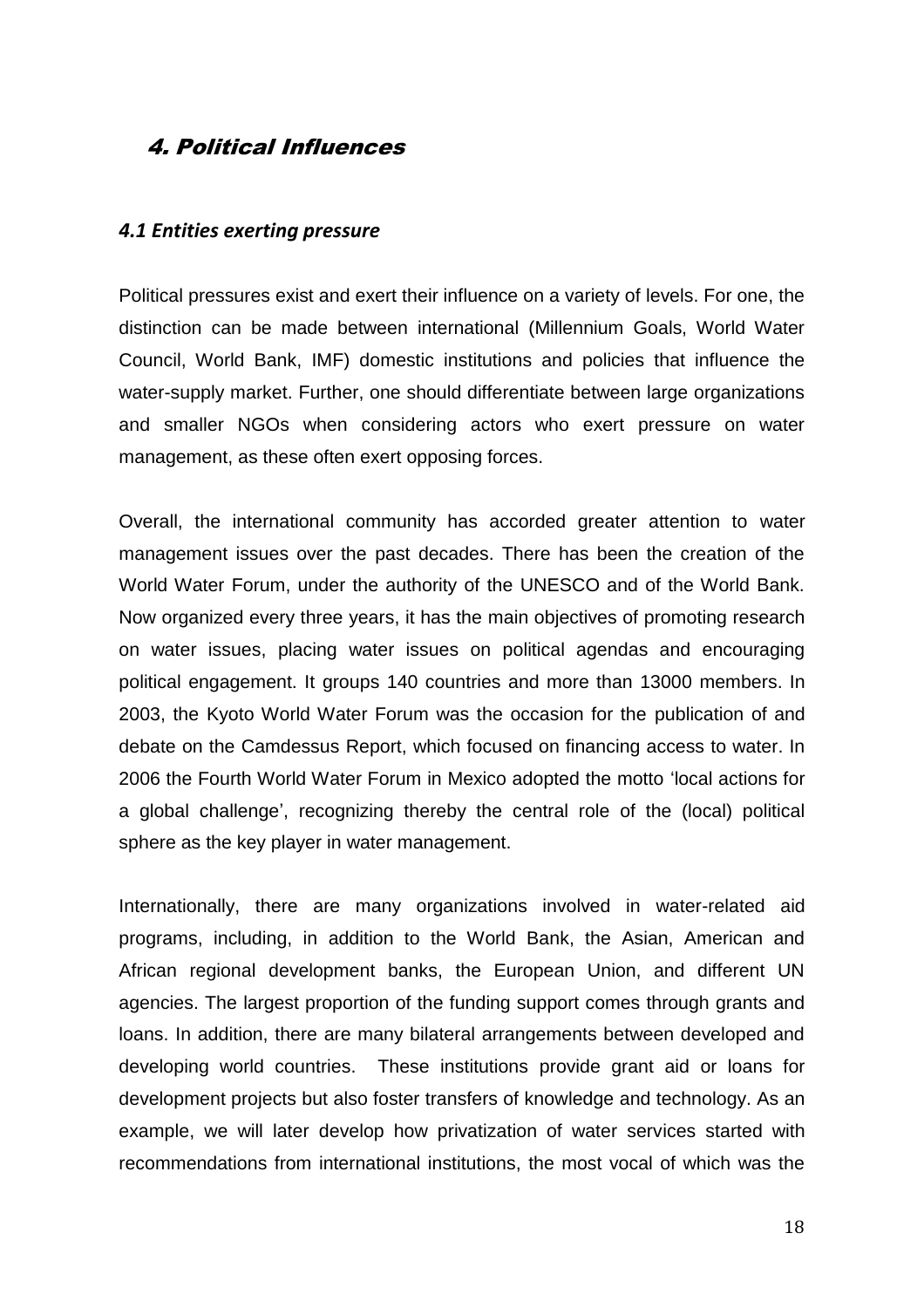# 4. Political Influences

### *4.1 Entities exerting pressure*

Political pressures exist and exert their influence on a variety of levels. For one, the distinction can be made between international (Millennium Goals, World Water Council, World Bank, IMF) domestic institutions and policies that influence the water-supply market. Further, one should differentiate between large organizations and smaller NGOs when considering actors who exert pressure on water management, as these often exert opposing forces.

Overall, the international community has accorded greater attention to water management issues over the past decades. There has been the creation of the World Water Forum, under the authority of the UNESCO and of the World Bank. Now organized every three years, it has the main objectives of promoting research on water issues, placing water issues on political agendas and encouraging political engagement. It groups 140 countries and more than 13000 members. In 2003, the Kyoto World Water Forum was the occasion for the publication of and debate on the Camdessus Report, which focused on financing access to water. In 2006 the Fourth World Water Forum in Mexico adopted the motto 'local actions for a global challenge', recognizing thereby the central role of the (local) political sphere as the key player in water management.

Internationally, there are many organizations involved in water-related aid programs, including, in addition to the World Bank, the Asian, American and African regional development banks, the European Union, and different UN agencies. The largest proportion of the funding support comes through grants and loans. In addition, there are many bilateral arrangements between developed and developing world countries. These institutions provide grant aid or loans for development projects but also foster transfers of knowledge and technology. As an example, we will later develop how privatization of water services started with recommendations from international institutions, the most vocal of which was the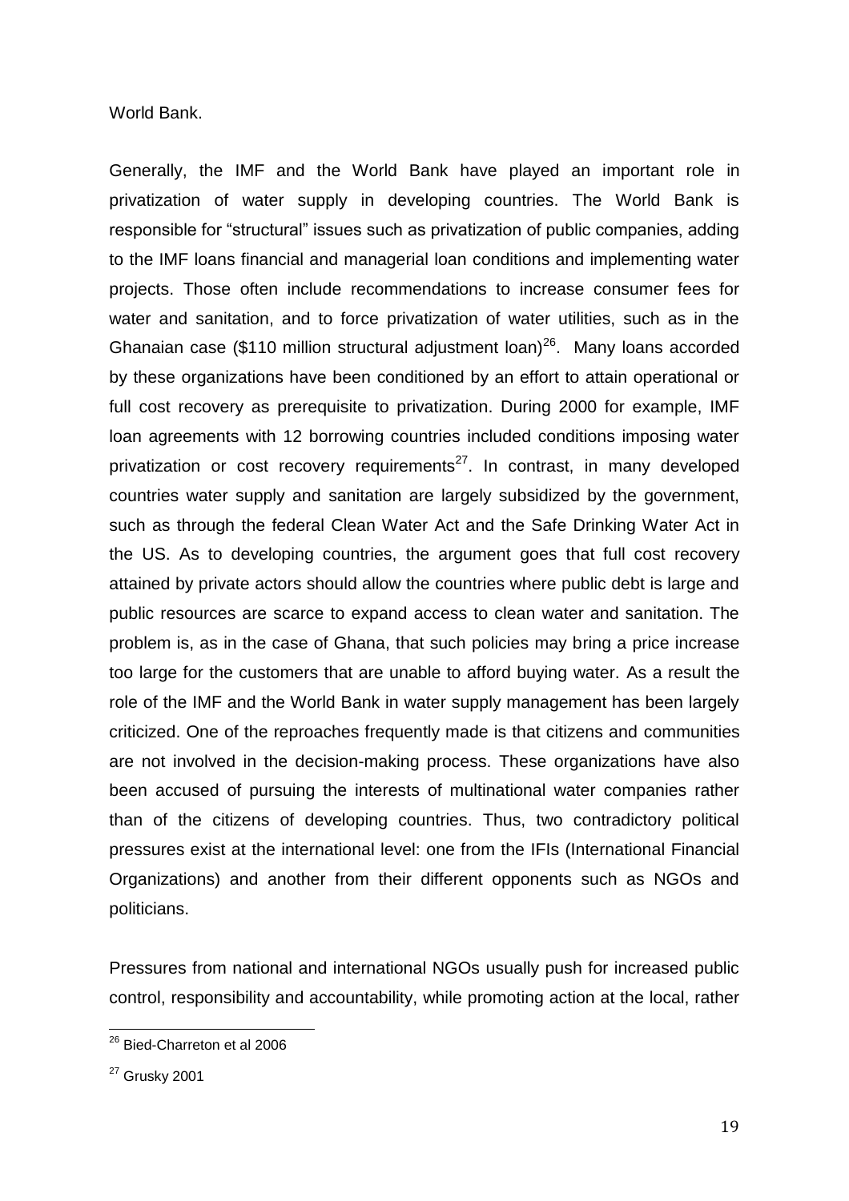World Bank.

Generally, the IMF and the World Bank have played an important role in privatization of water supply in developing countries. The World Bank is responsible for "structural" issues such as privatization of public companies, adding to the IMF loans financial and managerial loan conditions and implementing water projects. Those often include recommendations to increase consumer fees for water and sanitation, and to force privatization of water utilities, such as in the Ghanaian case ($110 million structural adjustment loan)[26]. Many loans accorded by these organizations have been conditioned by an effort to attain operational or full cost recovery as prerequisite to privatization. During 2000 for example, IMF loan agreements with 12 borrowing countries included conditions imposing water privatization or cost recovery requirements[27]. In contrast, in many developed countries water supply and sanitation are largely subsidized by the government, such as through the federal Clean Water Act and the Safe Drinking Water Act in the US. As to developing countries, the argument goes that full cost recovery attained by private actors should allow the countries where public debt is large and public resources are scarce to expand access to clean water and sanitation. The problem is, as in the case of Ghana, that such policies may bring a price increase too large for the customers that are unable to afford buying water. As a result the role of the IMF and the World Bank in water supply management has been largely criticized. One of the reproaches frequently made is that citizens and communities are not involved in the decision-making process. These organizations have also been accused of pursuing the interests of multinational water companies rather than of the citizens of developing countries. Thus, two contradictory political pressures exist at the international level: one from the IFIs (International Financial Organizations) and another from their different opponents such as NGOs and politicians.

Pressures from national and international NGOs usually push for increased public control, responsibility and accountability, while promoting action at the local, rather

---

[26] Bied-Charreton et al 2006

[27] Grusky 2001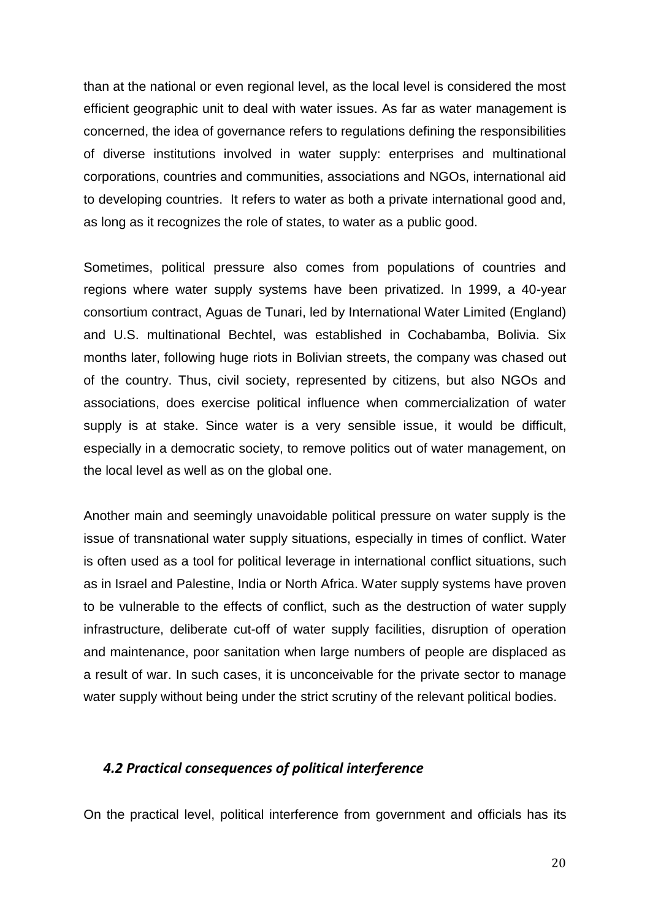than at the national or even regional level, as the local level is considered the most efficient geographic unit to deal with water issues. As far as water management is concerned, the idea of governance refers to regulations defining the responsibilities of diverse institutions involved in water supply: enterprises and multinational corporations, countries and communities, associations and NGOs, international aid to developing countries. It refers to water as both a private international good and, as long as it recognizes the role of states, to water as a public good.

Sometimes, political pressure also comes from populations of countries and regions where water supply systems have been privatized. In 1999, a 40-year consortium contract, Aguas de Tunari, led by International Water Limited (England) and U.S. multinational Bechtel, was established in Cochabamba, Bolivia. Six months later, following huge riots in Bolivian streets, the company was chased out of the country. Thus, civil society, represented by citizens, but also NGOs and associations, does exercise political influence when commercialization of water supply is at stake. Since water is a very sensible issue, it would be difficult, especially in a democratic society, to remove politics out of water management, on the local level as well as on the global one.

Another main and seemingly unavoidable political pressure on water supply is the issue of transnational water supply situations, especially in times of conflict. Water is often used as a tool for political leverage in international conflict situations, such as in Israel and Palestine, India or North Africa. Water supply systems have proven to be vulnerable to the effects of conflict, such as the destruction of water supply infrastructure, deliberate cut-off of water supply facilities, disruption of operation and maintenance, poor sanitation when large numbers of people are displaced as a result of war. In such cases, it is unconceivable for the private sector to manage water supply without being under the strict scrutiny of the relevant political bodies.

### *4.2 Practical consequences of political interference*

On the practical level, political interference from government and officials has its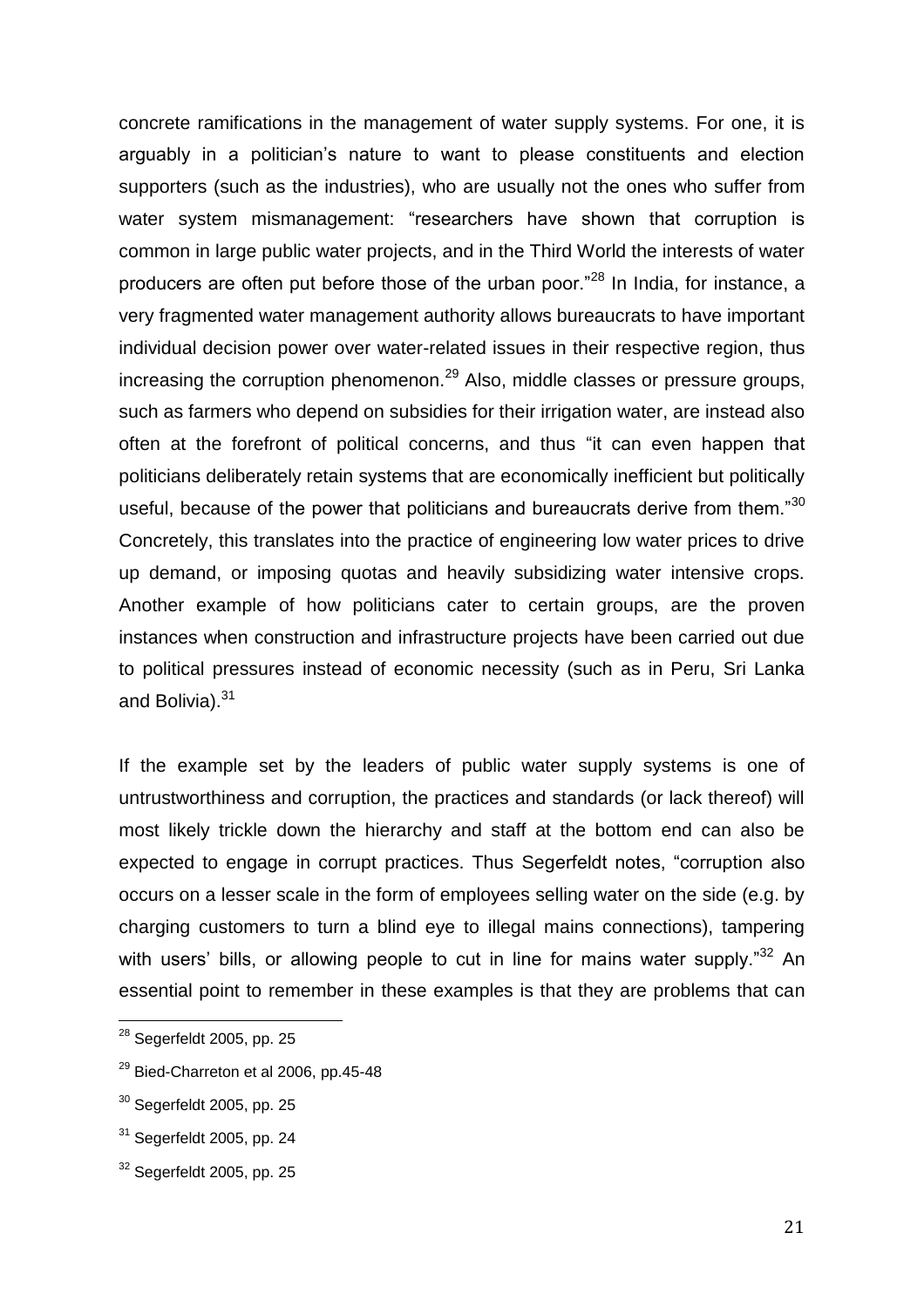concrete ramifications in the management of water supply systems. For one, it is arguably in a politician's nature to want to please constituents and election supporters (such as the industries), who are usually not the ones who suffer from water system mismanagement: "researchers have shown that corruption is common in large public water projects, and in the Third World the interests of water producers are often put before those of the urban poor."[28] In India, for instance, a very fragmented water management authority allows bureaucrats to have important individual decision power over water-related issues in their respective region, thus increasing the corruption phenomenon.[29] Also, middle classes or pressure groups, such as farmers who depend on subsidies for their irrigation water, are instead also often at the forefront of political concerns, and thus "it can even happen that politicians deliberately retain systems that are economically inefficient but politically useful, because of the power that politicians and bureaucrats derive from them."[30] Concretely, this translates into the practice of engineering low water prices to drive up demand, or imposing quotas and heavily subsidizing water intensive crops. Another example of how politicians cater to certain groups, are the proven instances when construction and infrastructure projects have been carried out due to political pressures instead of economic necessity (such as in Peru, Sri Lanka and Bolivia).[31]

If the example set by the leaders of public water supply systems is one of untrustworthiness and corruption, the practices and standards (or lack thereof) will most likely trickle down the hierarchy and staff at the bottom end can also be expected to engage in corrupt practices. Thus Segerfeldt notes, "corruption also occurs on a lesser scale in the form of employees selling water on the side (e.g. by charging customers to turn a blind eye to illegal mains connections), tampering with users' bills, or allowing people to cut in line for mains water supply."[32] An essential point to remember in these examples is that they are problems that can

---

[28] Segerfeldt 2005, pp. 25

[29] Bied-Charreton et al 2006, pp.45-48

[30] Segerfeldt 2005, pp. 25

[31] Segerfeldt 2005, pp. 24

[32] Segerfeldt 2005, pp. 25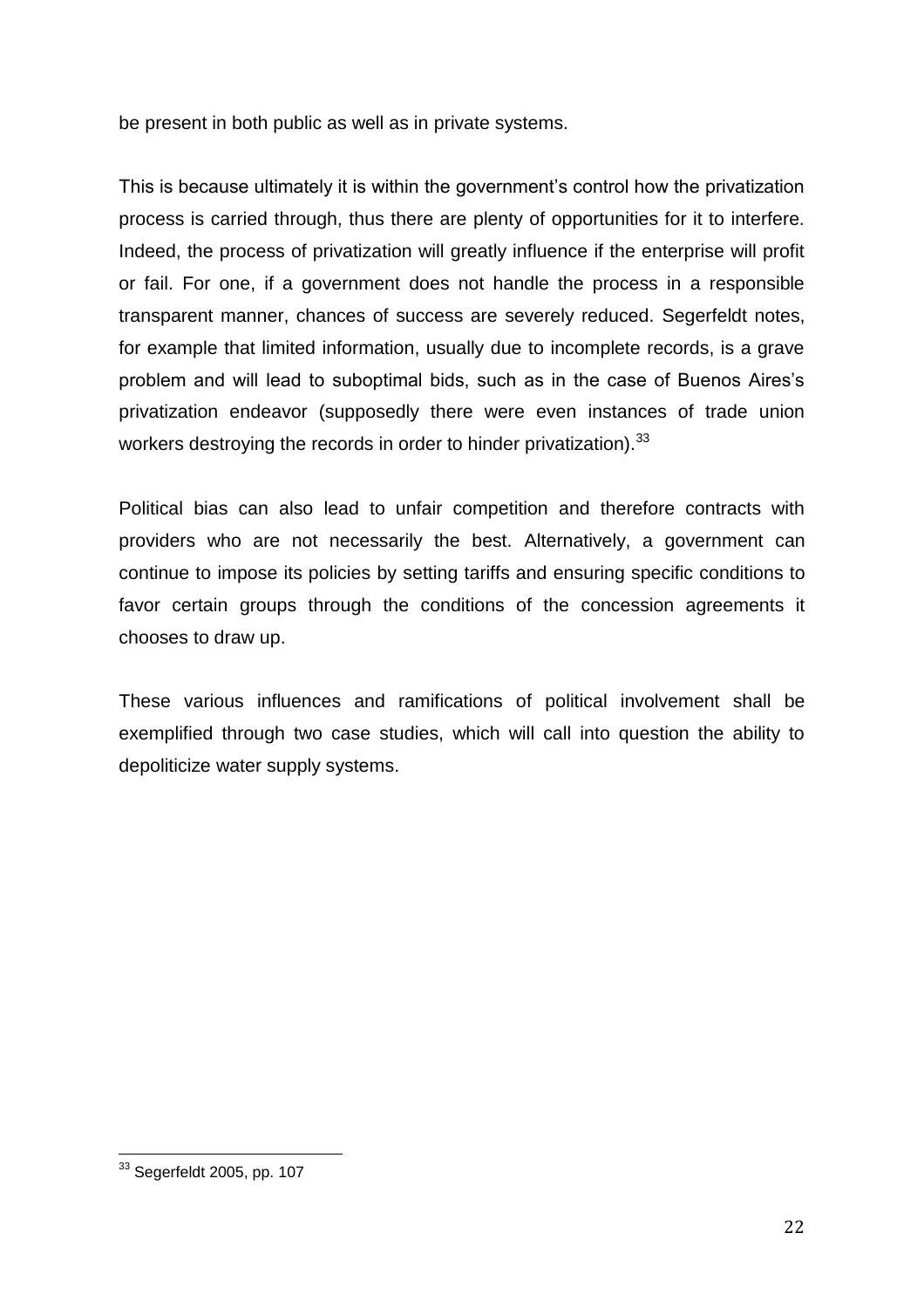be present in both public as well as in private systems.

This is because ultimately it is within the government's control how the privatization process is carried through, thus there are plenty of opportunities for it to interfere. Indeed, the process of privatization will greatly influence if the enterprise will profit or fail. For one, if a government does not handle the process in a responsible transparent manner, chances of success are severely reduced. Segerfeldt notes, for example that limited information, usually due to incomplete records, is a grave problem and will lead to suboptimal bids, such as in the case of Buenos Aires's privatization endeavor (supposedly there were even instances of trade union workers destroying the records in order to hinder privatization).[33]

Political bias can also lead to unfair competition and therefore contracts with providers who are not necessarily the best. Alternatively, a government can continue to impose its policies by setting tariffs and ensuring specific conditions to favor certain groups through the conditions of the concession agreements it chooses to draw up.

These various influences and ramifications of political involvement shall be exemplified through two case studies, which will call into question the ability to depoliticize water supply systems.

---

[33] Segerfeldt 2005, pp. 107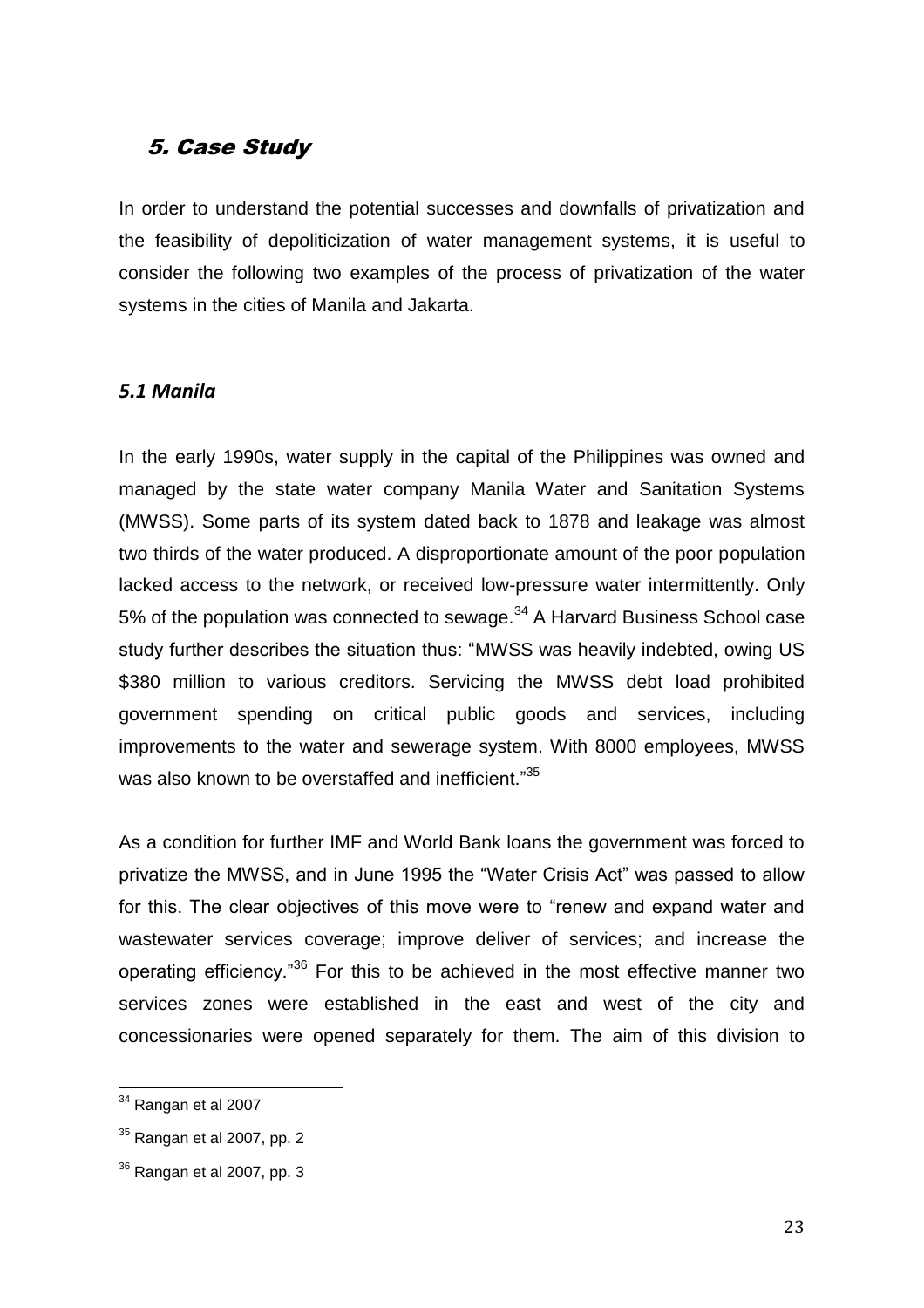## 5. Case Study

In order to understand the potential successes and downfalls of privatization and the feasibility of depoliticization of water management systems, it is useful to consider the following two examples of the process of privatization of the water systems in the cities of Manila and Jakarta.

### *5.1 Manila*

In the early 1990s, water supply in the capital of the Philippines was owned and managed by the state water company Manila Water and Sanitation Systems (MWSS). Some parts of its system dated back to 1878 and leakage was almost two thirds of the water produced. A disproportionate amount of the poor population lacked access to the network, or received low-pressure water intermittently. Only 5% of the population was connected to sewage.[34] A Harvard Business School case study further describes the situation thus: "MWSS was heavily indebted, owing US $380 million to various creditors. Servicing the MWSS debt load prohibited government spending on critical public goods and services, including improvements to the water and sewerage system. With 8000 employees, MWSS was also known to be overstaffed and inefficient."[35]

As a condition for further IMF and World Bank loans the government was forced to privatize the MWSS, and in June 1995 the "Water Crisis Act" was passed to allow for this. The clear objectives of this move were to "renew and expand water and wastewater services coverage; improve deliver of services; and increase the operating efficiency."[36] For this to be achieved in the most effective manner two services zones were established in the east and west of the city and concessionaries were opened separately for them. The aim of this division to

---

[34] Rangan et al 2007

[35] Rangan et al 2007, pp. 2

[36] Rangan et al 2007, pp. 3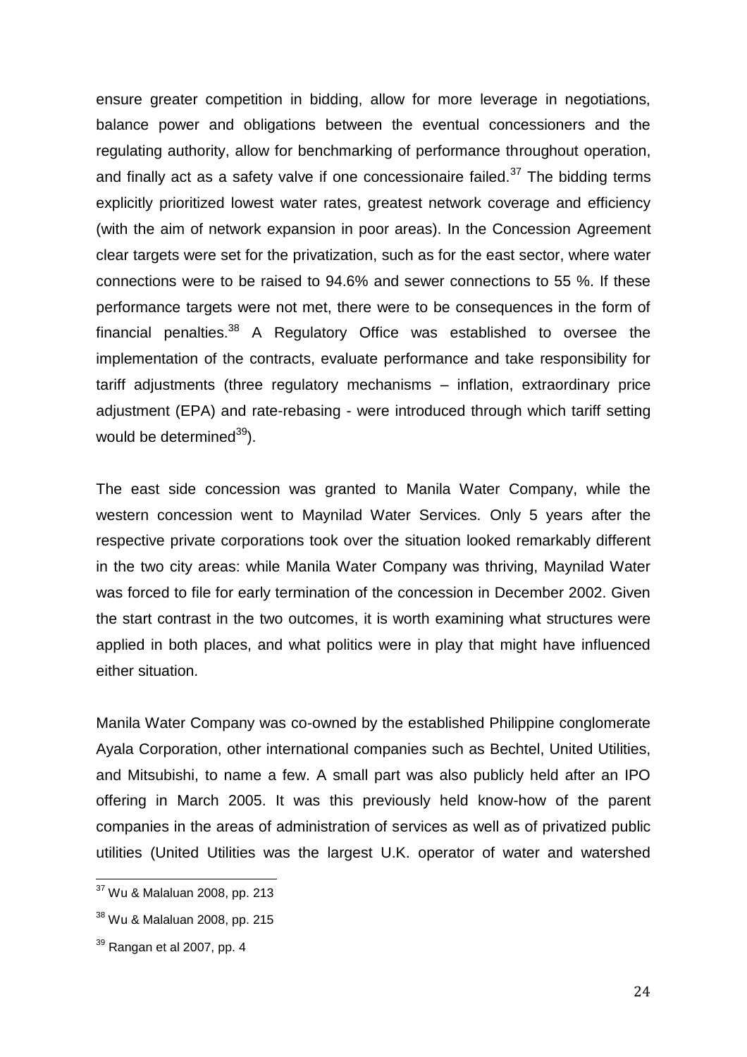ensure greater competition in bidding, allow for more leverage in negotiations, balance power and obligations between the eventual concessioners and the regulating authority, allow for benchmarking of performance throughout operation, and finally act as a safety valve if one concessionaire failed.[37] The bidding terms explicitly prioritized lowest water rates, greatest network coverage and efficiency (with the aim of network expansion in poor areas). In the Concession Agreement clear targets were set for the privatization, such as for the east sector, where water connections were to be raised to 94.6% and sewer connections to 55 %. If these performance targets were not met, there were to be consequences in the form of financial penalties.[38] A Regulatory Office was established to oversee the implementation of the contracts, evaluate performance and take responsibility for tariff adjustments (three regulatory mechanisms – inflation, extraordinary price adjustment (EPA) and rate-rebasing - were introduced through which tariff setting would be determined[39]).

The east side concession was granted to Manila Water Company, while the western concession went to Maynilad Water Services. Only 5 years after the respective private corporations took over the situation looked remarkably different in the two city areas: while Manila Water Company was thriving, Maynilad Water was forced to file for early termination of the concession in December 2002. Given the start contrast in the two outcomes, it is worth examining what structures were applied in both places, and what politics were in play that might have influenced either situation.

Manila Water Company was co-owned by the established Philippine conglomerate Ayala Corporation, other international companies such as Bechtel, United Utilities, and Mitsubishi, to name a few. A small part was also publicly held after an IPO offering in March 2005. It was this previously held know-how of the parent companies in the areas of administration of services as well as of privatized public utilities (United Utilities was the largest U.K. operator of water and watershed

[37] Wu & Malaluan 2008, pp. 213

[38] Wu & Malaluan 2008, pp. 215

[39] Rangan et al 2007, pp. 4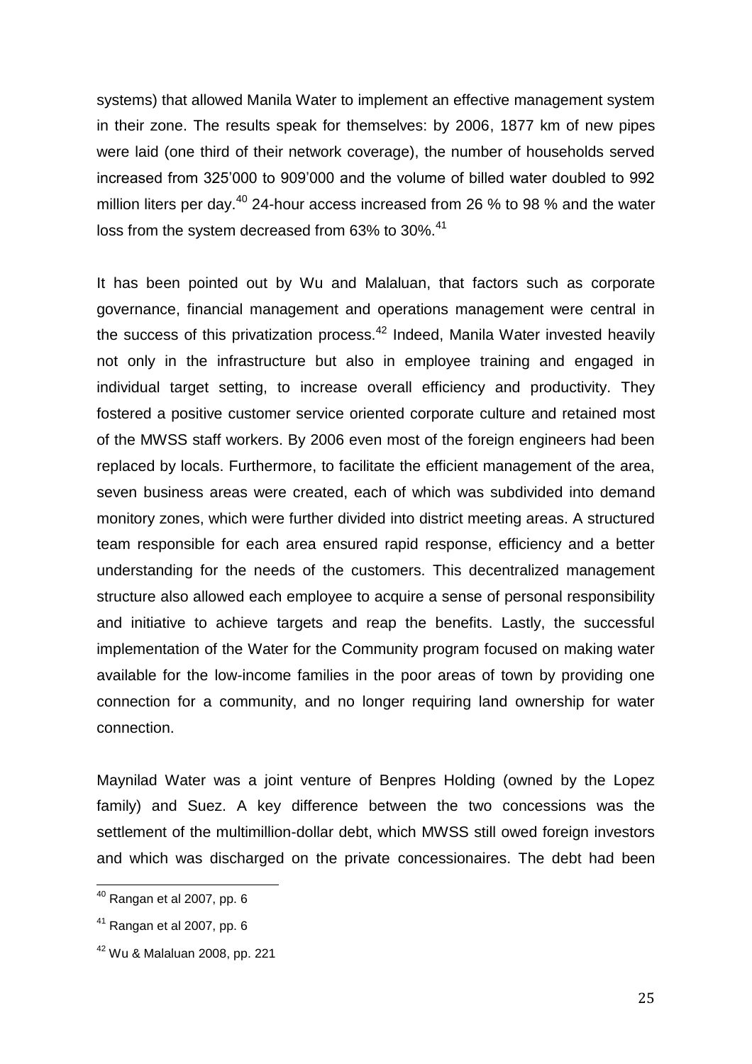systems) that allowed Manila Water to implement an effective management system in their zone. The results speak for themselves: by 2006, 1877 km of new pipes were laid (one third of their network coverage), the number of households served increased from 325'000 to 909'000 and the volume of billed water doubled to 992 million liters per day.[40] 24-hour access increased from 26 % to 98 % and the water loss from the system decreased from 63% to 30%.[41]

It has been pointed out by Wu and Malaluan, that factors such as corporate governance, financial management and operations management were central in the success of this privatization process.[42] Indeed, Manila Water invested heavily not only in the infrastructure but also in employee training and engaged in individual target setting, to increase overall efficiency and productivity. They fostered a positive customer service oriented corporate culture and retained most of the MWSS staff workers. By 2006 even most of the foreign engineers had been replaced by locals. Furthermore, to facilitate the efficient management of the area, seven business areas were created, each of which was subdivided into demand monitory zones, which were further divided into district meeting areas. A structured team responsible for each area ensured rapid response, efficiency and a better understanding for the needs of the customers. This decentralized management structure also allowed each employee to acquire a sense of personal responsibility and initiative to achieve targets and reap the benefits. Lastly, the successful implementation of the Water for the Community program focused on making water available for the low-income families in the poor areas of town by providing one connection for a community, and no longer requiring land ownership for water connection.

Maynilad Water was a joint venture of Benpres Holding (owned by the Lopez family) and Suez. A key difference between the two concessions was the settlement of the multimillion-dollar debt, which MWSS still owed foreign investors and which was discharged on the private concessionaires. The debt had been

[40] Rangan et al 2007, pp. 6

[41] Rangan et al 2007, pp. 6

[42] Wu & Malaluan 2008, pp. 221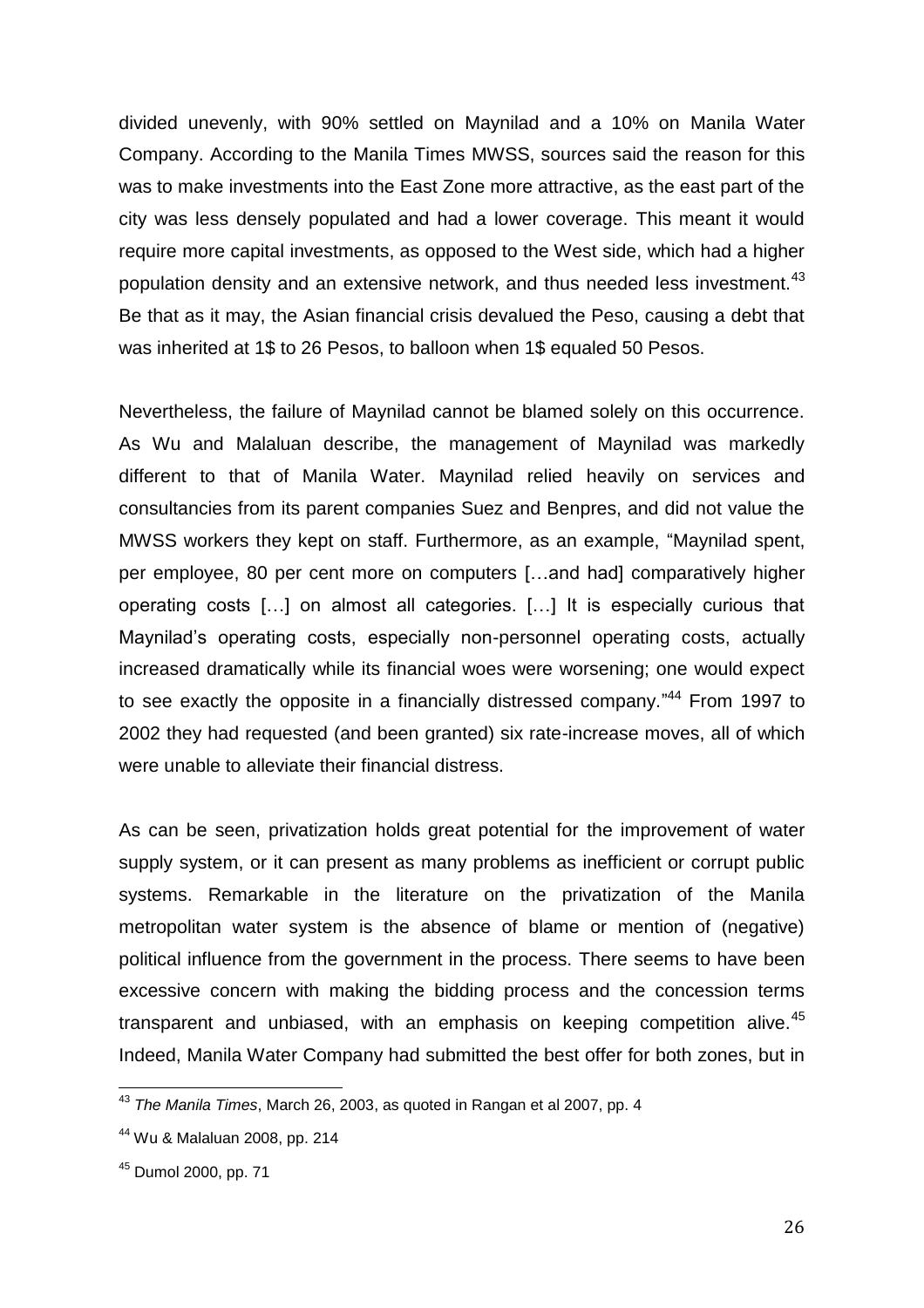divided unevenly, with 90% settled on Maynilad and a 10% on Manila Water Company. According to the Manila Times MWSS, sources said the reason for this was to make investments into the East Zone more attractive, as the east part of the city was less densely populated and had a lower coverage. This meant it would require more capital investments, as opposed to the West side, which had a higher population density and an extensive network, and thus needed less investment.[43] Be that as it may, the Asian financial crisis devalued the Peso, causing a debt that was inherited at 1$ to 26 Pesos, to balloon when 1$ equaled 50 Pesos.

Nevertheless, the failure of Maynilad cannot be blamed solely on this occurrence. As Wu and Malaluan describe, the management of Maynilad was markedly different to that of Manila Water. Maynilad relied heavily on services and consultancies from its parent companies Suez and Benpres, and did not value the MWSS workers they kept on staff. Furthermore, as an example, "Maynilad spent, per employee, 80 per cent more on computers […and had] comparatively higher operating costs […] on almost all categories. […] It is especially curious that Maynilad's operating costs, especially non-personnel operating costs, actually increased dramatically while its financial woes were worsening; one would expect to see exactly the opposite in a financially distressed company."[44] From 1997 to 2002 they had requested (and been granted) six rate-increase moves, all of which were unable to alleviate their financial distress.

As can be seen, privatization holds great potential for the improvement of water supply system, or it can present as many problems as inefficient or corrupt public systems. Remarkable in the literature on the privatization of the Manila metropolitan water system is the absence of blame or mention of (negative) political influence from the government in the process. There seems to have been excessive concern with making the bidding process and the concession terms transparent and unbiased, with an emphasis on keeping competition alive.[45] Indeed, Manila Water Company had submitted the best offer for both zones, but in

---

[43] *The Manila Times*, March 26, 2003, as quoted in Rangan et al 2007, pp. 4

[44] Wu & Malaluan 2008, pp. 214

[45] Dumol 2000, pp. 71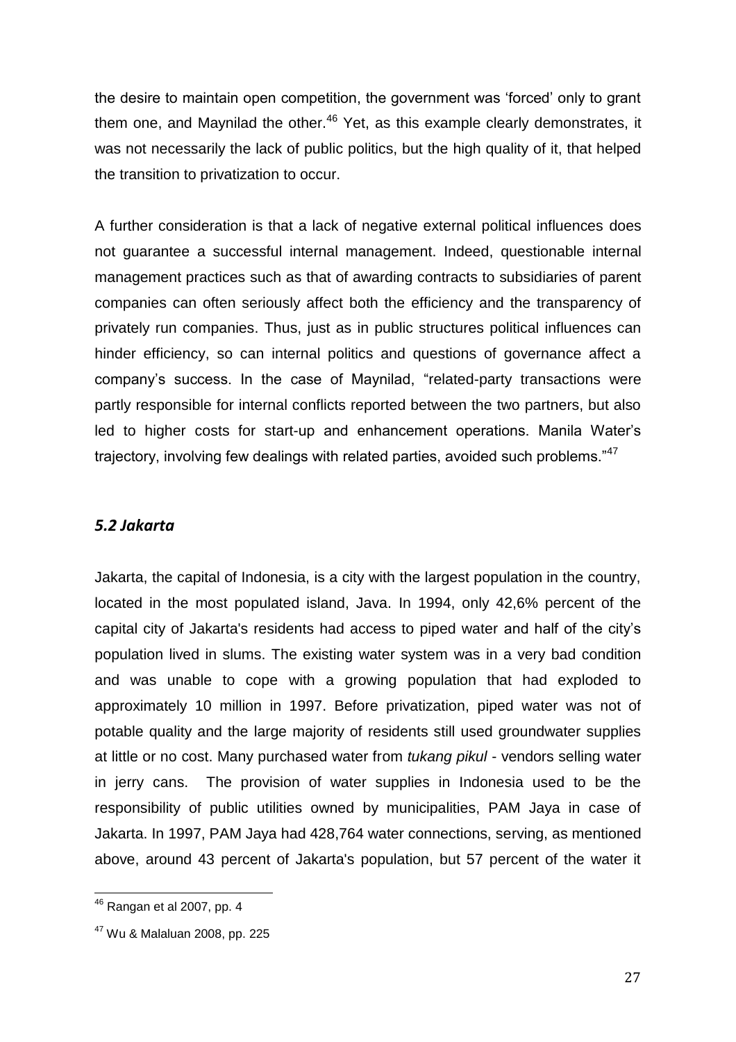the desire to maintain open competition, the government was 'forced' only to grant them one, and Maynilad the other.[46] Yet, as this example clearly demonstrates, it was not necessarily the lack of public politics, but the high quality of it, that helped the transition to privatization to occur.

A further consideration is that a lack of negative external political influences does not guarantee a successful internal management. Indeed, questionable internal management practices such as that of awarding contracts to subsidiaries of parent companies can often seriously affect both the efficiency and the transparency of privately run companies. Thus, just as in public structures political influences can hinder efficiency, so can internal politics and questions of governance affect a company's success. In the case of Maynilad, "related-party transactions were partly responsible for internal conflicts reported between the two partners, but also led to higher costs for start-up and enhancement operations. Manila Water's trajectory, involving few dealings with related parties, avoided such problems."[47]

### *5.2 Jakarta*

Jakarta, the capital of Indonesia, is a city with the largest population in the country, located in the most populated island, Java. In 1994, only 42,6% percent of the capital city of Jakarta's residents had access to piped water and half of the city's population lived in slums. The existing water system was in a very bad condition and was unable to cope with a growing population that had exploded to approximately 10 million in 1997. Before privatization, piped water was not of potable quality and the large majority of residents still used groundwater supplies at little or no cost. Many purchased water from *tukang pikul* - vendors selling water in jerry cans. The provision of water supplies in Indonesia used to be the responsibility of public utilities owned by municipalities, PAM Jaya in case of Jakarta. In 1997, PAM Jaya had 428,764 water connections, serving, as mentioned above, around 43 percent of Jakarta's population, but 57 percent of the water it

---

[46] Rangan et al 2007, pp. 4

[47] Wu & Malaluan 2008, pp. 225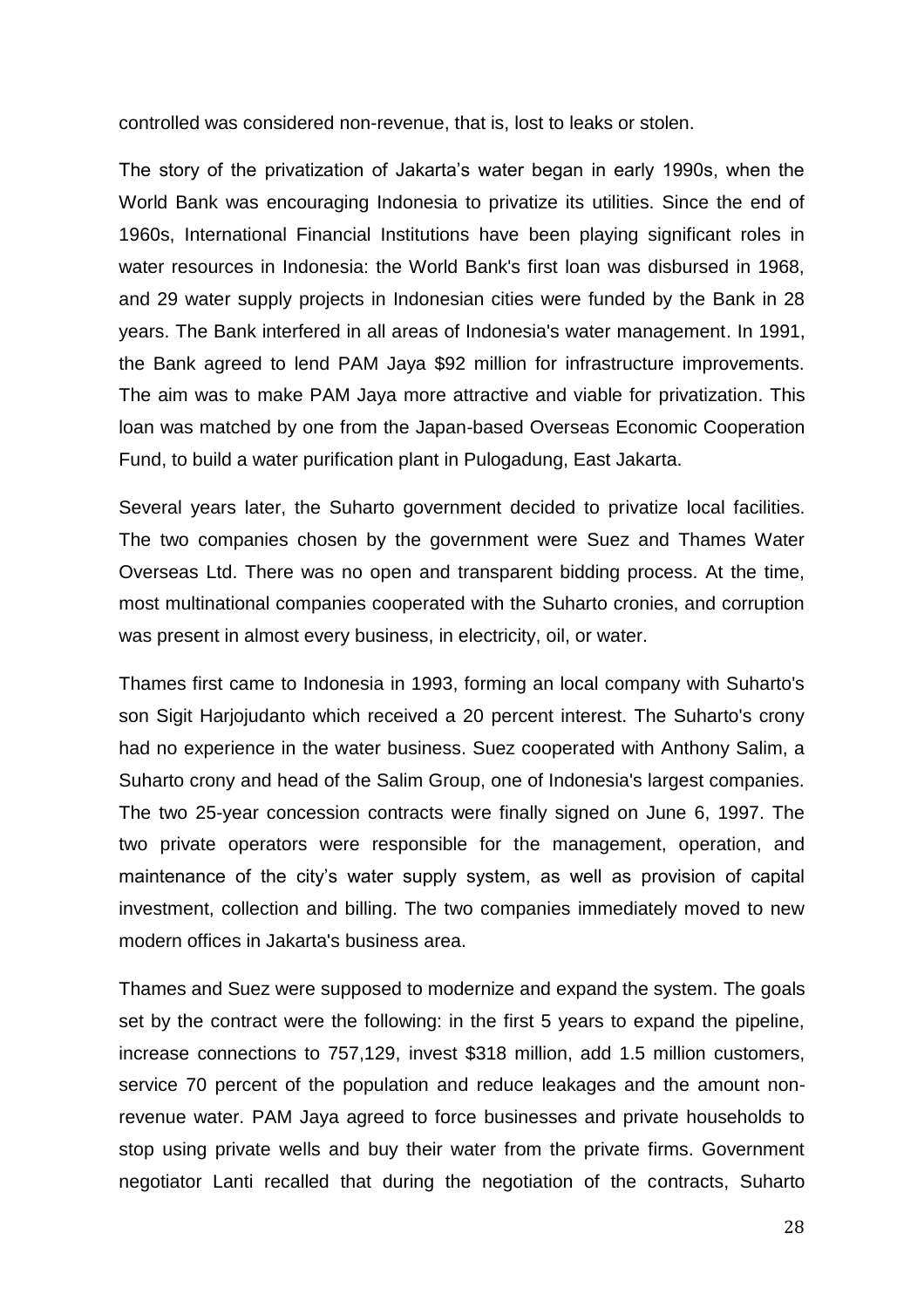controlled was considered non-revenue, that is, lost to leaks or stolen.

The story of the privatization of Jakarta's water began in early 1990s, when the World Bank was encouraging Indonesia to privatize its utilities. Since the end of 1960s, International Financial Institutions have been playing significant roles in water resources in Indonesia: the World Bank's first loan was disbursed in 1968, and 29 water supply projects in Indonesian cities were funded by the Bank in 28 years. The Bank interfered in all areas of Indonesia's water management. In 1991, the Bank agreed to lend PAM Jaya $92 million for infrastructure improvements. The aim was to make PAM Jaya more attractive and viable for privatization. This loan was matched by one from the Japan-based Overseas Economic Cooperation Fund, to build a water purification plant in Pulogadung, East Jakarta.

Several years later, the Suharto government decided to privatize local facilities. The two companies chosen by the government were Suez and Thames Water Overseas Ltd. There was no open and transparent bidding process. At the time, most multinational companies cooperated with the Suharto cronies, and corruption was present in almost every business, in electricity, oil, or water.

Thames first came to Indonesia in 1993, forming an local company with Suharto's son Sigit Harjojudanto which received a 20 percent interest. The Suharto's crony had no experience in the water business. Suez cooperated with Anthony Salim, a Suharto crony and head of the Salim Group, one of Indonesia's largest companies. The two 25-year concession contracts were finally signed on June 6, 1997. The two private operators were responsible for the management, operation, and maintenance of the city's water supply system, as well as provision of capital investment, collection and billing. The two companies immediately moved to new modern offices in Jakarta's business area.

Thames and Suez were supposed to modernize and expand the system. The goals set by the contract were the following: in the first 5 years to expand the pipeline, increase connections to 757,129, invest $318 million, add 1.5 million customers, service 70 percent of the population and reduce leakages and the amount non-revenue water. PAM Jaya agreed to force businesses and private households to stop using private wells and buy their water from the private firms. Government negotiator Lanti recalled that during the negotiation of the contracts, Suharto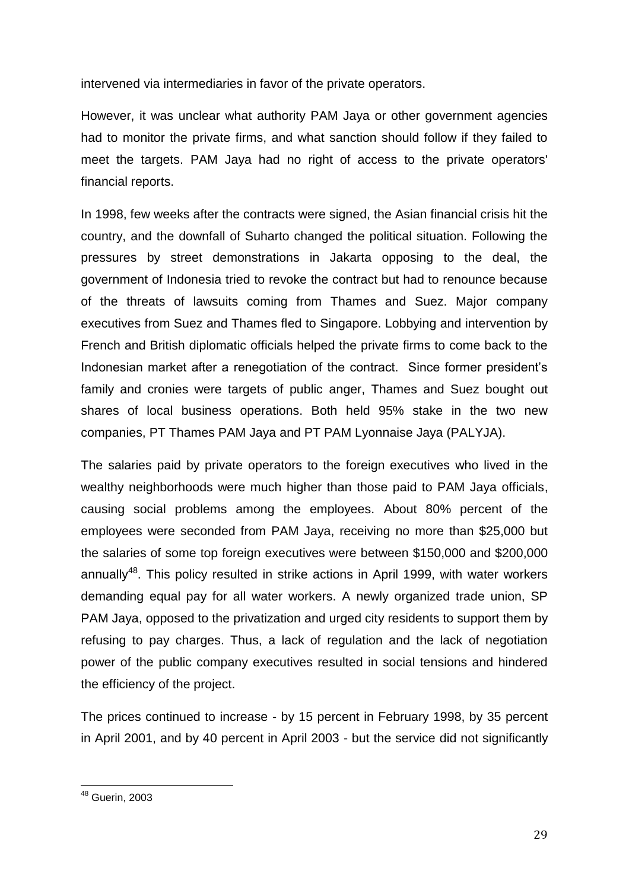intervened via intermediaries in favor of the private operators.

However, it was unclear what authority PAM Jaya or other government agencies had to monitor the private firms, and what sanction should follow if they failed to meet the targets. PAM Jaya had no right of access to the private operators' financial reports.

In 1998, few weeks after the contracts were signed, the Asian financial crisis hit the country, and the downfall of Suharto changed the political situation. Following the pressures by street demonstrations in Jakarta opposing to the deal, the government of Indonesia tried to revoke the contract but had to renounce because of the threats of lawsuits coming from Thames and Suez. Major company executives from Suez and Thames fled to Singapore. Lobbying and intervention by French and British diplomatic officials helped the private firms to come back to the Indonesian market after a renegotiation of the contract. Since former president's family and cronies were targets of public anger, Thames and Suez bought out shares of local business operations. Both held 95% stake in the two new companies, PT Thames PAM Jaya and PT PAM Lyonnaise Jaya (PALYJA).

The salaries paid by private operators to the foreign executives who lived in the wealthy neighborhoods were much higher than those paid to PAM Jaya officials, causing social problems among the employees. About 80% percent of the employees were seconded from PAM Jaya, receiving no more than $25,000 but the salaries of some top foreign executives were between $150,000 and $200,000 annually[48]. This policy resulted in strike actions in April 1999, with water workers demanding equal pay for all water workers. A newly organized trade union, SP PAM Jaya, opposed to the privatization and urged city residents to support them by refusing to pay charges. Thus, a lack of regulation and the lack of negotiation power of the public company executives resulted in social tensions and hindered the efficiency of the project.

The prices continued to increase - by 15 percent in February 1998, by 35 percent in April 2001, and by 40 percent in April 2003 - but the service did not significantly

[48] Guerin, 2003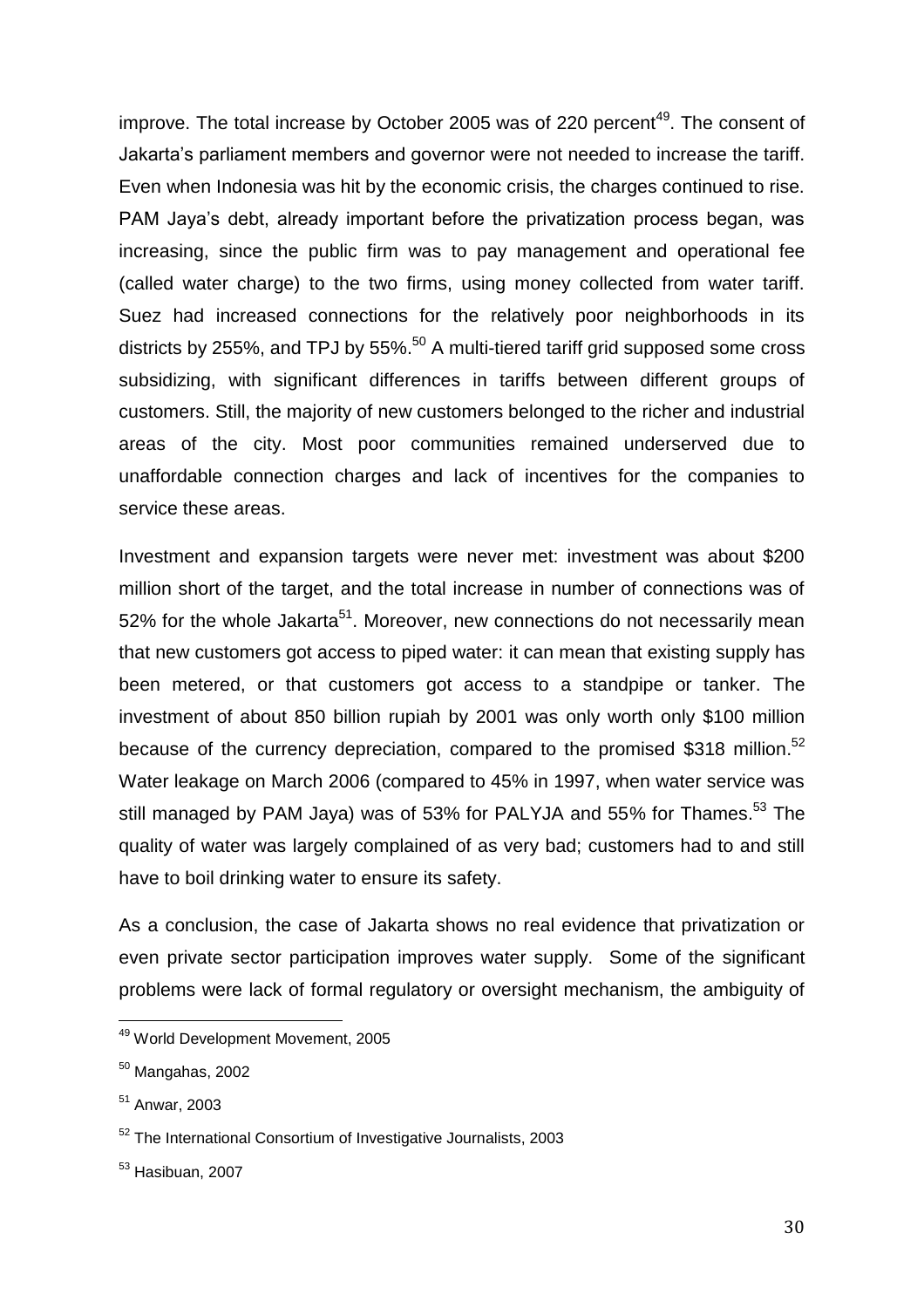improve. The total increase by October 2005 was of 220 percent[49]. The consent of Jakarta's parliament members and governor were not needed to increase the tariff. Even when Indonesia was hit by the economic crisis, the charges continued to rise. PAM Jaya's debt, already important before the privatization process began, was increasing, since the public firm was to pay management and operational fee (called water charge) to the two firms, using money collected from water tariff. Suez had increased connections for the relatively poor neighborhoods in its districts by 255%, and TPJ by 55%.[50] A multi-tiered tariff grid supposed some cross subsidizing, with significant differences in tariffs between different groups of customers. Still, the majority of new customers belonged to the richer and industrial areas of the city. Most poor communities remained underserved due to unaffordable connection charges and lack of incentives for the companies to service these areas.

Investment and expansion targets were never met: investment was about $200 million short of the target, and the total increase in number of connections was of 52% for the whole Jakarta[51]. Moreover, new connections do not necessarily mean that new customers got access to piped water: it can mean that existing supply has been metered, or that customers got access to a standpipe or tanker. The investment of about 850 billion rupiah by 2001 was only worth only $100 million because of the currency depreciation, compared to the promised $318 million.[52] Water leakage on March 2006 (compared to 45% in 1997, when water service was still managed by PAM Jaya) was of 53% for PALYJA and 55% for Thames.[53] The quality of water was largely complained of as very bad; customers had to and still have to boil drinking water to ensure its safety.

As a conclusion, the case of Jakarta shows no real evidence that privatization or even private sector participation improves water supply. Some of the significant problems were lack of formal regulatory or oversight mechanism, the ambiguity of

---

[49] World Development Movement, 2005

[50] Mangahas, 2002

[51] Anwar, 2003

[52] The International Consortium of Investigative Journalists, 2003

[53] Hasibuan, 2007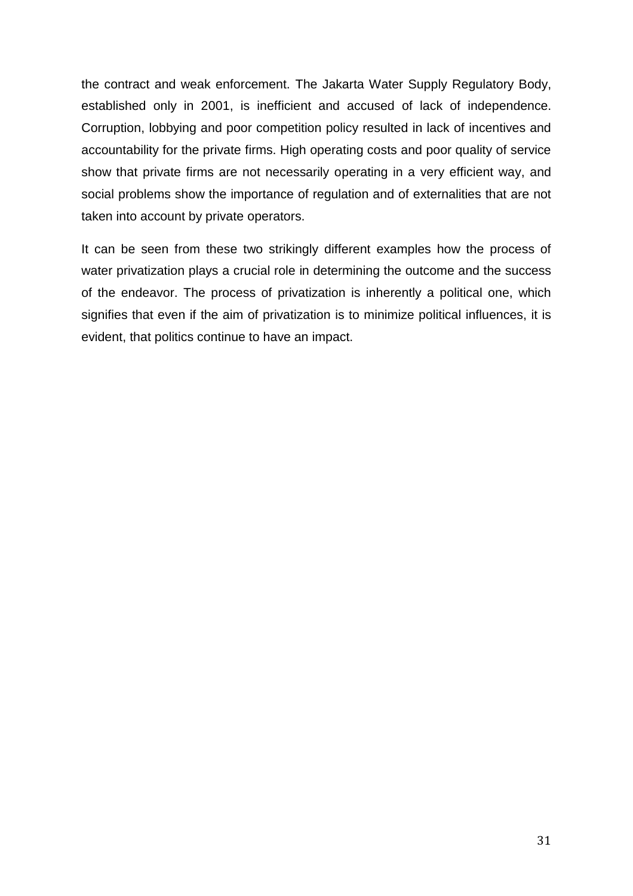the contract and weak enforcement. The Jakarta Water Supply Regulatory Body, established only in 2001, is inefficient and accused of lack of independence. Corruption, lobbying and poor competition policy resulted in lack of incentives and accountability for the private firms. High operating costs and poor quality of service show that private firms are not necessarily operating in a very efficient way, and social problems show the importance of regulation and of externalities that are not taken into account by private operators.

It can be seen from these two strikingly different examples how the process of water privatization plays a crucial role in determining the outcome and the success of the endeavor. The process of privatization is inherently a political one, which signifies that even if the aim of privatization is to minimize political influences, it is evident, that politics continue to have an impact.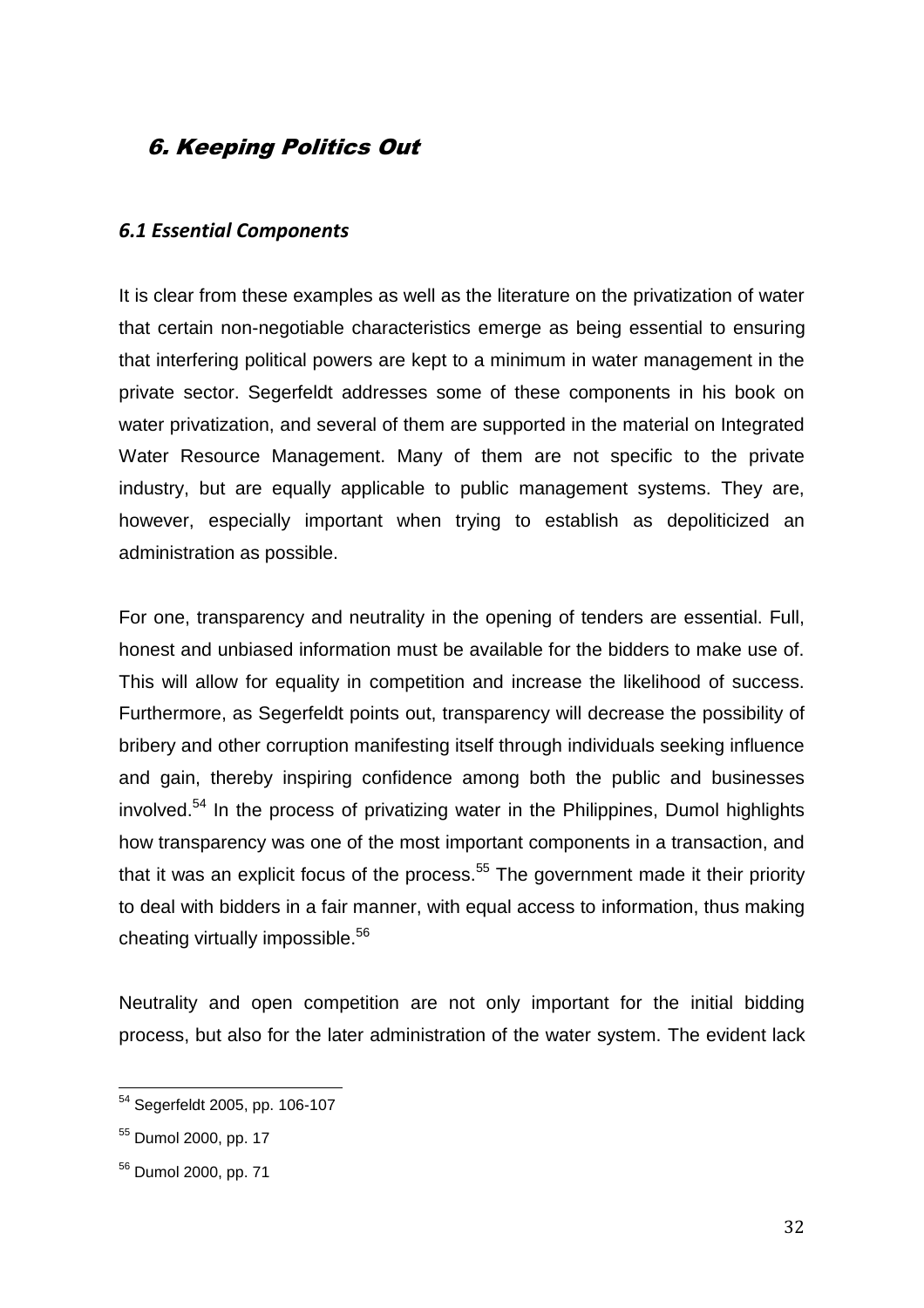# 6. Keeping Politics Out

### *6.1 Essential Components*

It is clear from these examples as well as the literature on the privatization of water that certain non-negotiable characteristics emerge as being essential to ensuring that interfering political powers are kept to a minimum in water management in the private sector. Segerfeldt addresses some of these components in his book on water privatization, and several of them are supported in the material on Integrated Water Resource Management. Many of them are not specific to the private industry, but are equally applicable to public management systems. They are, however, especially important when trying to establish as depoliticized an administration as possible.

For one, transparency and neutrality in the opening of tenders are essential. Full, honest and unbiased information must be available for the bidders to make use of. This will allow for equality in competition and increase the likelihood of success. Furthermore, as Segerfeldt points out, transparency will decrease the possibility of bribery and other corruption manifesting itself through individuals seeking influence and gain, thereby inspiring confidence among both the public and businesses involved.[54] In the process of privatizing water in the Philippines, Dumol highlights how transparency was one of the most important components in a transaction, and that it was an explicit focus of the process.[55] The government made it their priority to deal with bidders in a fair manner, with equal access to information, thus making cheating virtually impossible.[56]

Neutrality and open competition are not only important for the initial bidding process, but also for the later administration of the water system. The evident lack

---

[54] Segerfeldt 2005, pp. 106-107

[55] Dumol 2000, pp. 17

[56] Dumol 2000, pp. 71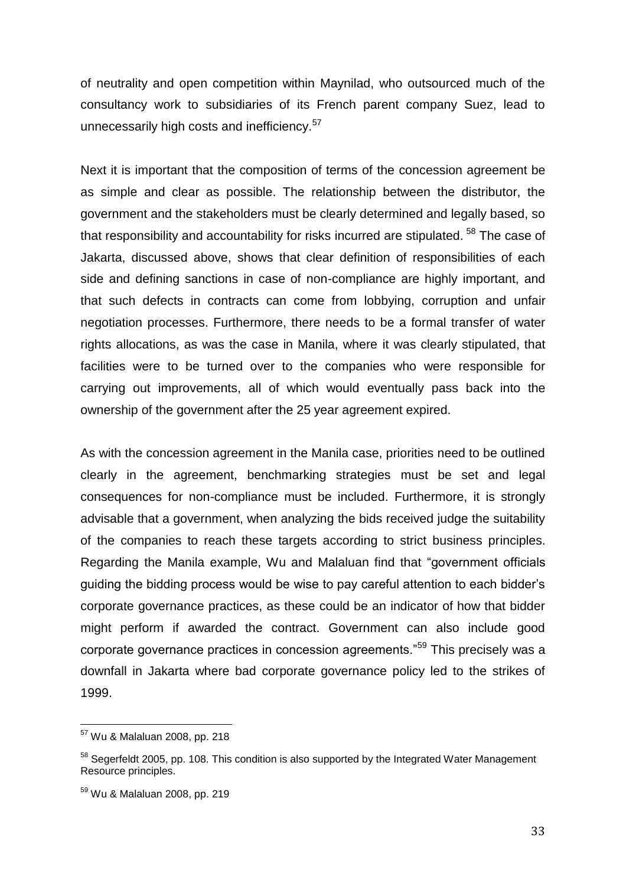of neutrality and open competition within Maynilad, who outsourced much of the consultancy work to subsidiaries of its French parent company Suez, lead to unnecessarily high costs and inefficiency.[57]

Next it is important that the composition of terms of the concession agreement be as simple and clear as possible. The relationship between the distributor, the government and the stakeholders must be clearly determined and legally based, so that responsibility and accountability for risks incurred are stipulated. [58] The case of Jakarta, discussed above, shows that clear definition of responsibilities of each side and defining sanctions in case of non-compliance are highly important, and that such defects in contracts can come from lobbying, corruption and unfair negotiation processes. Furthermore, there needs to be a formal transfer of water rights allocations, as was the case in Manila, where it was clearly stipulated, that facilities were to be turned over to the companies who were responsible for carrying out improvements, all of which would eventually pass back into the ownership of the government after the 25 year agreement expired.

As with the concession agreement in the Manila case, priorities need to be outlined clearly in the agreement, benchmarking strategies must be set and legal consequences for non-compliance must be included. Furthermore, it is strongly advisable that a government, when analyzing the bids received judge the suitability of the companies to reach these targets according to strict business principles. Regarding the Manila example, Wu and Malaluan find that "government officials guiding the bidding process would be wise to pay careful attention to each bidder's corporate governance practices, as these could be an indicator of how that bidder might perform if awarded the contract. Government can also include good corporate governance practices in concession agreements."[59] This precisely was a downfall in Jakarta where bad corporate governance policy led to the strikes of 1999.

---

[57] Wu & Malaluan 2008, pp. 218

[58] Segerfeldt 2005, pp. 108. This condition is also supported by the Integrated Water Management Resource principles.

[59] Wu & Malaluan 2008, pp. 219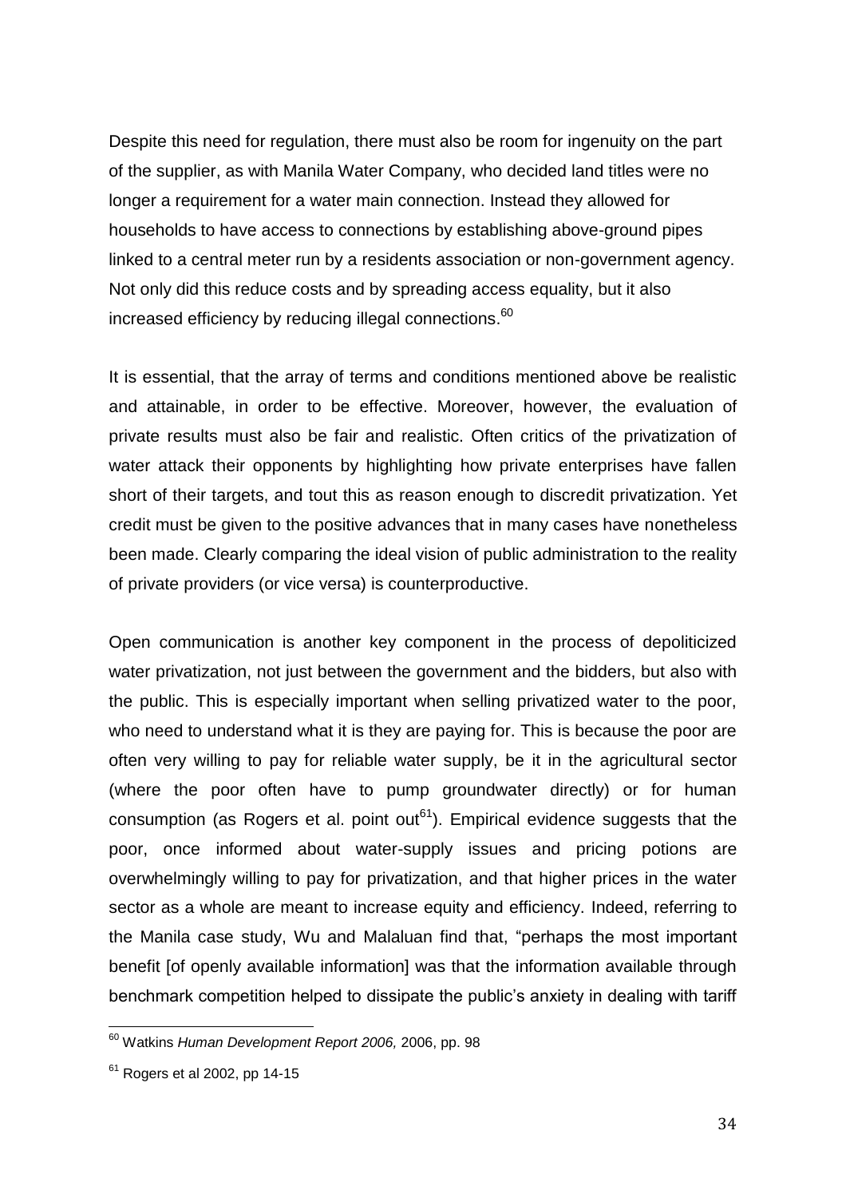Despite this need for regulation, there must also be room for ingenuity on the part of the supplier, as with Manila Water Company, who decided land titles were no longer a requirement for a water main connection. Instead they allowed for households to have access to connections by establishing above-ground pipes linked to a central meter run by a residents association or non-government agency. Not only did this reduce costs and by spreading access equality, but it also increased efficiency by reducing illegal connections.[60]

It is essential, that the array of terms and conditions mentioned above be realistic and attainable, in order to be effective. Moreover, however, the evaluation of private results must also be fair and realistic. Often critics of the privatization of water attack their opponents by highlighting how private enterprises have fallen short of their targets, and tout this as reason enough to discredit privatization. Yet credit must be given to the positive advances that in many cases have nonetheless been made. Clearly comparing the ideal vision of public administration to the reality of private providers (or vice versa) is counterproductive.

Open communication is another key component in the process of depoliticized water privatization, not just between the government and the bidders, but also with the public. This is especially important when selling privatized water to the poor, who need to understand what it is they are paying for. This is because the poor are often very willing to pay for reliable water supply, be it in the agricultural sector (where the poor often have to pump groundwater directly) or for human consumption (as Rogers et al. point out[61]). Empirical evidence suggests that the poor, once informed about water-supply issues and pricing potions are overwhelmingly willing to pay for privatization, and that higher prices in the water sector as a whole are meant to increase equity and efficiency. Indeed, referring to the Manila case study, Wu and Malaluan find that, "perhaps the most important benefit [of openly available information] was that the information available through benchmark competition helped to dissipate the public's anxiety in dealing with tariff

[60] Watkins *Human Development Report 2006,* 2006, pp. 98

[61] Rogers et al 2002, pp 14-15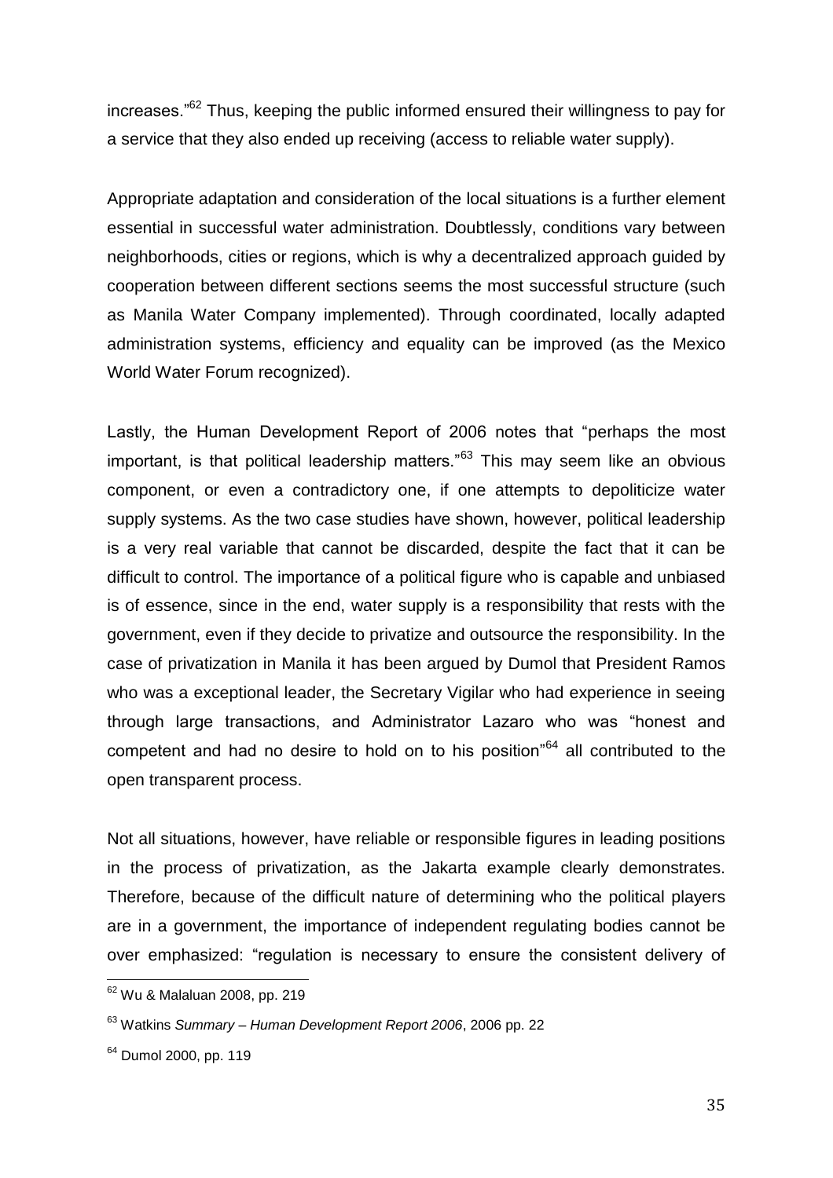increases."[62] Thus, keeping the public informed ensured their willingness to pay for a service that they also ended up receiving (access to reliable water supply).

Appropriate adaptation and consideration of the local situations is a further element essential in successful water administration. Doubtlessly, conditions vary between neighborhoods, cities or regions, which is why a decentralized approach guided by cooperation between different sections seems the most successful structure (such as Manila Water Company implemented). Through coordinated, locally adapted administration systems, efficiency and equality can be improved (as the Mexico World Water Forum recognized).

Lastly, the Human Development Report of 2006 notes that "perhaps the most important, is that political leadership matters."[63] This may seem like an obvious component, or even a contradictory one, if one attempts to depoliticize water supply systems. As the two case studies have shown, however, political leadership is a very real variable that cannot be discarded, despite the fact that it can be difficult to control. The importance of a political figure who is capable and unbiased is of essence, since in the end, water supply is a responsibility that rests with the government, even if they decide to privatize and outsource the responsibility. In the case of privatization in Manila it has been argued by Dumol that President Ramos who was a exceptional leader, the Secretary Vigilar who had experience in seeing through large transactions, and Administrator Lazaro who was "honest and competent and had no desire to hold on to his position"[64] all contributed to the open transparent process.

Not all situations, however, have reliable or responsible figures in leading positions in the process of privatization, as the Jakarta example clearly demonstrates. Therefore, because of the difficult nature of determining who the political players are in a government, the importance of independent regulating bodies cannot be over emphasized: "regulation is necessary to ensure the consistent delivery of

---

[62] Wu & Malaluan 2008, pp. 219

[63] Watkins *Summary – Human Development Report 2006*, 2006 pp. 22

[64] Dumol 2000, pp. 119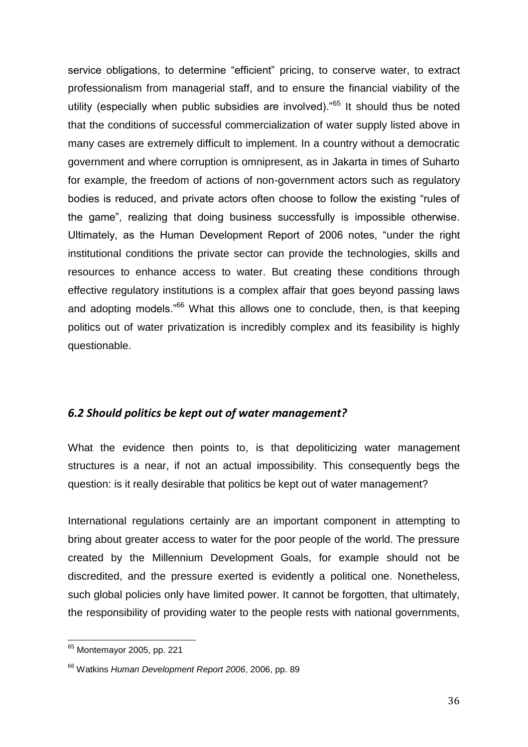service obligations, to determine "efficient" pricing, to conserve water, to extract professionalism from managerial staff, and to ensure the financial viability of the utility (especially when public subsidies are involved)."[65] It should thus be noted that the conditions of successful commercialization of water supply listed above in many cases are extremely difficult to implement. In a country without a democratic government and where corruption is omnipresent, as in Jakarta in times of Suharto for example, the freedom of actions of non-government actors such as regulatory bodies is reduced, and private actors often choose to follow the existing "rules of the game", realizing that doing business successfully is impossible otherwise. Ultimately, as the Human Development Report of 2006 notes, "under the right institutional conditions the private sector can provide the technologies, skills and resources to enhance access to water. But creating these conditions through effective regulatory institutions is a complex affair that goes beyond passing laws and adopting models."[66] What this allows one to conclude, then, is that keeping politics out of water privatization is incredibly complex and its feasibility is highly questionable.

### *6.2 Should politics be kept out of water management?*

What the evidence then points to, is that depoliticizing water management structures is a near, if not an actual impossibility. This consequently begs the question: is it really desirable that politics be kept out of water management?

International regulations certainly are an important component in attempting to bring about greater access to water for the poor people of the world. The pressure created by the Millennium Development Goals, for example should not be discredited, and the pressure exerted is evidently a political one. Nonetheless, such global policies only have limited power. It cannot be forgotten, that ultimately, the responsibility of providing water to the people rests with national governments,

---

[65] Montemayor 2005, pp. 221

[66] Watkins *Human Development Report 2006*, 2006, pp. 89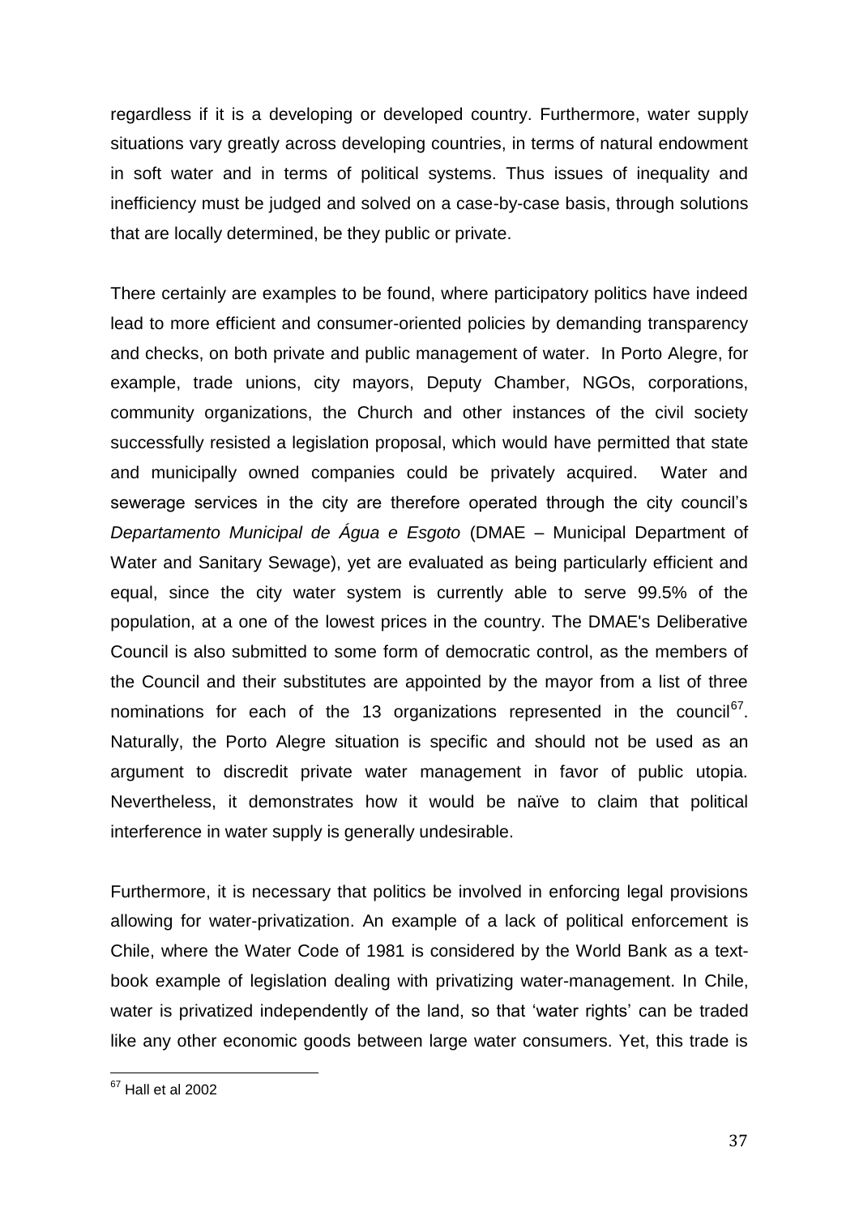regardless if it is a developing or developed country. Furthermore, water supply situations vary greatly across developing countries, in terms of natural endowment in soft water and in terms of political systems. Thus issues of inequality and inefficiency must be judged and solved on a case-by-case basis, through solutions that are locally determined, be they public or private.

There certainly are examples to be found, where participatory politics have indeed lead to more efficient and consumer-oriented policies by demanding transparency and checks, on both private and public management of water. In Porto Alegre, for example, trade unions, city mayors, Deputy Chamber, NGOs, corporations, community organizations, the Church and other instances of the civil society successfully resisted a legislation proposal, which would have permitted that state and municipally owned companies could be privately acquired. Water and sewerage services in the city are therefore operated through the city council's *Departamento Municipal de Água e Esgoto* (DMAE – Municipal Department of Water and Sanitary Sewage), yet are evaluated as being particularly efficient and equal, since the city water system is currently able to serve 99.5% of the population, at a one of the lowest prices in the country. The DMAE's Deliberative Council is also submitted to some form of democratic control, as the members of the Council and their substitutes are appointed by the mayor from a list of three nominations for each of the 13 organizations represented in the council[67]. Naturally, the Porto Alegre situation is specific and should not be used as an argument to discredit private water management in favor of public utopia. Nevertheless, it demonstrates how it would be naïve to claim that political interference in water supply is generally undesirable.

Furthermore, it is necessary that politics be involved in enforcing legal provisions allowing for water-privatization. An example of a lack of political enforcement is Chile, where the Water Code of 1981 is considered by the World Bank as a text-book example of legislation dealing with privatizing water-management. In Chile, water is privatized independently of the land, so that 'water rights' can be traded like any other economic goods between large water consumers. Yet, this trade is

[67] Hall et al 2002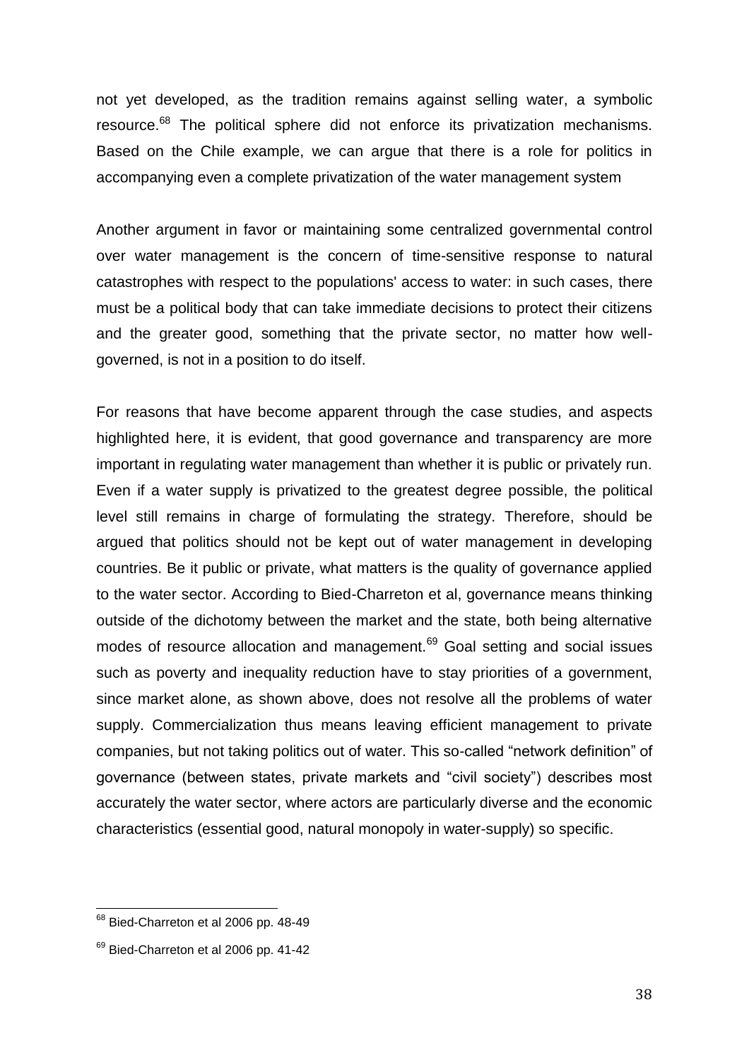not yet developed, as the tradition remains against selling water, a symbolic resource.[68] The political sphere did not enforce its privatization mechanisms. Based on the Chile example, we can argue that there is a role for politics in accompanying even a complete privatization of the water management system

Another argument in favor or maintaining some centralized governmental control over water management is the concern of time-sensitive response to natural catastrophes with respect to the populations' access to water: in such cases, there must be a political body that can take immediate decisions to protect their citizens and the greater good, something that the private sector, no matter how well-governed, is not in a position to do itself.

For reasons that have become apparent through the case studies, and aspects highlighted here, it is evident, that good governance and transparency are more important in regulating water management than whether it is public or privately run. Even if a water supply is privatized to the greatest degree possible, the political level still remains in charge of formulating the strategy. Therefore, should be argued that politics should not be kept out of water management in developing countries. Be it public or private, what matters is the quality of governance applied to the water sector. According to Bied-Charreton et al, governance means thinking outside of the dichotomy between the market and the state, both being alternative modes of resource allocation and management.[69] Goal setting and social issues such as poverty and inequality reduction have to stay priorities of a government, since market alone, as shown above, does not resolve all the problems of water supply. Commercialization thus means leaving efficient management to private companies, but not taking politics out of water. This so-called "network definition" of governance (between states, private markets and "civil society") describes most accurately the water sector, where actors are particularly diverse and the economic characteristics (essential good, natural monopoly in water-supply) so specific.

---

[68] Bied-Charreton et al 2006 pp. 48-49

[69] Bied-Charreton et al 2006 pp. 41-42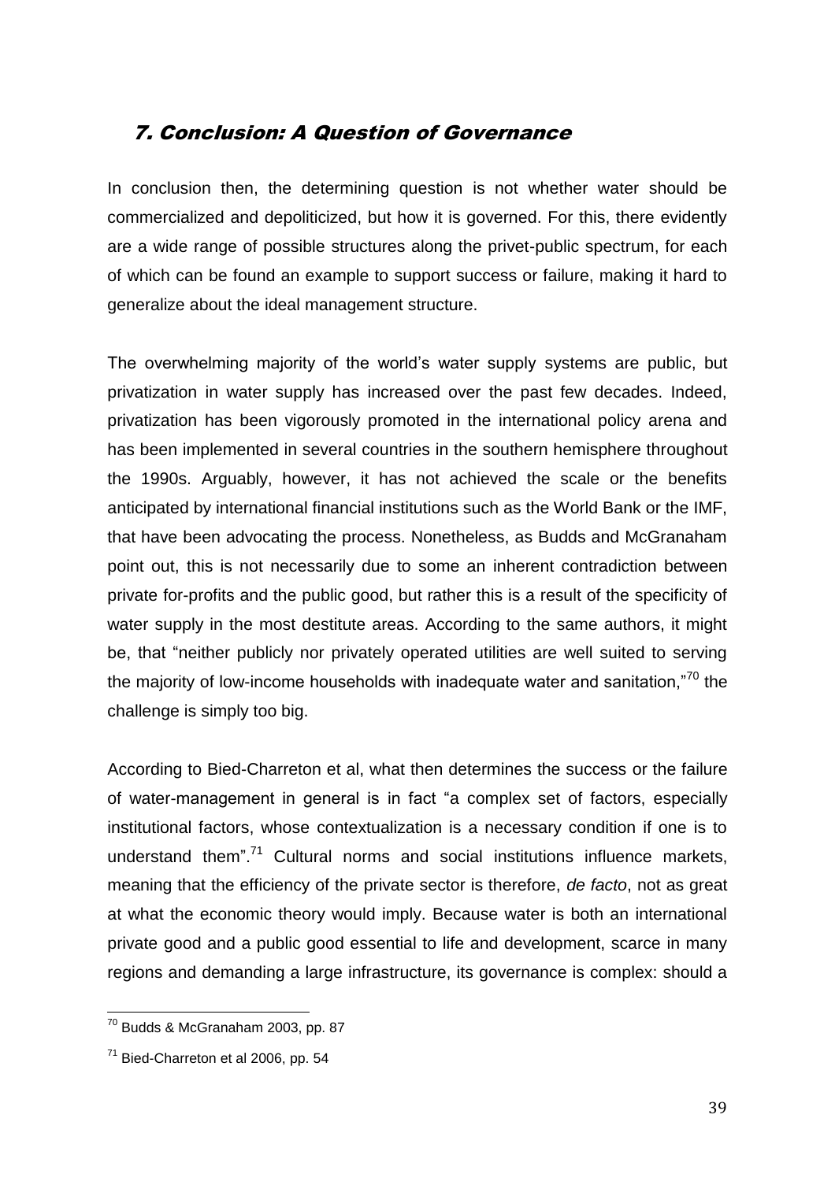## 7. Conclusion: A Question of Governance

In conclusion then, the determining question is not whether water should be commercialized and depoliticized, but how it is governed. For this, there evidently are a wide range of possible structures along the privet-public spectrum, for each of which can be found an example to support success or failure, making it hard to generalize about the ideal management structure.

The overwhelming majority of the world's water supply systems are public, but privatization in water supply has increased over the past few decades. Indeed, privatization has been vigorously promoted in the international policy arena and has been implemented in several countries in the southern hemisphere throughout the 1990s. Arguably, however, it has not achieved the scale or the benefits anticipated by international financial institutions such as the World Bank or the IMF, that have been advocating the process. Nonetheless, as Budds and McGranaham point out, this is not necessarily due to some an inherent contradiction between private for-profits and the public good, but rather this is a result of the specificity of water supply in the most destitute areas. According to the same authors, it might be, that "neither publicly nor privately operated utilities are well suited to serving the majority of low-income households with inadequate water and sanitation,"[70] the challenge is simply too big.

According to Bied-Charreton et al, what then determines the success or the failure of water-management in general is in fact "a complex set of factors, especially institutional factors, whose contextualization is a necessary condition if one is to understand them".[71] Cultural norms and social institutions influence markets, meaning that the efficiency of the private sector is therefore, *de facto*, not as great at what the economic theory would imply. Because water is both an international private good and a public good essential to life and development, scarce in many regions and demanding a large infrastructure, its governance is complex: should a

---

[70] Budds & McGranaham 2003, pp. 87

[71] Bied-Charreton et al 2006, pp. 54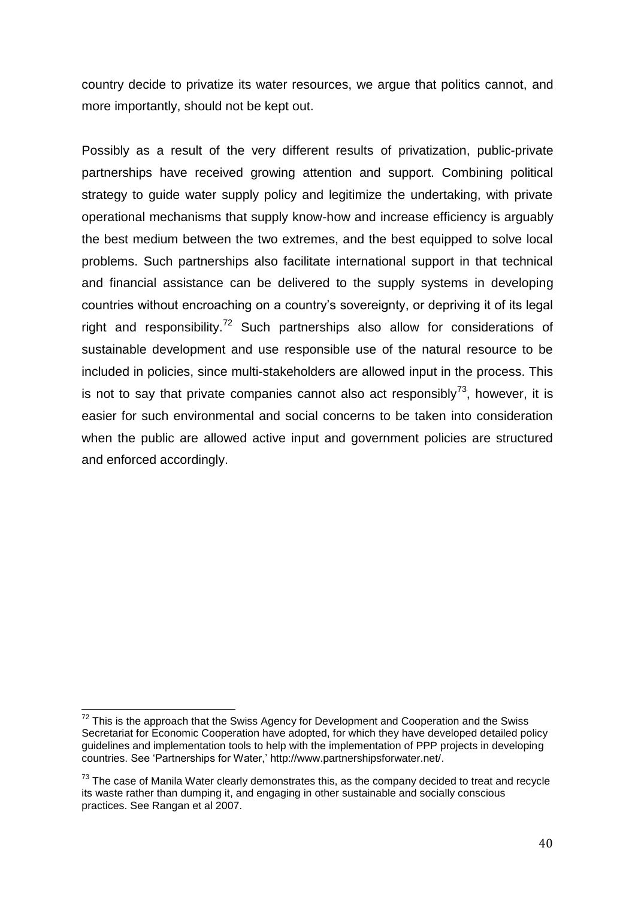country decide to privatize its water resources, we argue that politics cannot, and more importantly, should not be kept out.

Possibly as a result of the very different results of privatization, public-private partnerships have received growing attention and support. Combining political strategy to guide water supply policy and legitimize the undertaking, with private operational mechanisms that supply know-how and increase efficiency is arguably the best medium between the two extremes, and the best equipped to solve local problems. Such partnerships also facilitate international support in that technical and financial assistance can be delivered to the supply systems in developing countries without encroaching on a country's sovereignty, or depriving it of its legal right and responsibility.[72] Such partnerships also allow for considerations of sustainable development and use responsible use of the natural resource to be included in policies, since multi-stakeholders are allowed input in the process. This is not to say that private companies cannot also act responsibly[73], however, it is easier for such environmental and social concerns to be taken into consideration when the public are allowed active input and government policies are structured and enforced accordingly.

---

[72] This is the approach that the Swiss Agency for Development and Cooperation and the Swiss Secretariat for Economic Cooperation have adopted, for which they have developed detailed policy guidelines and implementation tools to help with the implementation of PPP projects in developing countries. See 'Partnerships for Water,' http://www.partnershipsforwater.net/.

[73] The case of Manila Water clearly demonstrates this, as the company decided to treat and recycle its waste rather than dumping it, and engaging in other sustainable and socially conscious practices. See Rangan et al 2007.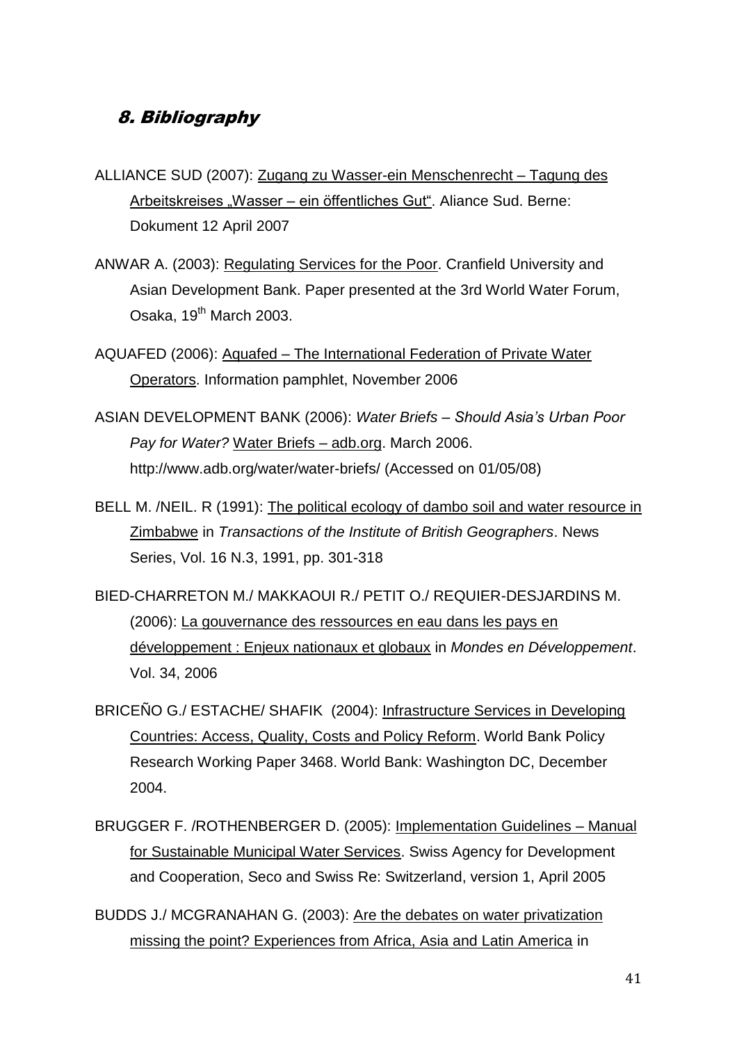## 8. Bibliography

ALLIANCE SUD (2007): Zugang zu Wasser-ein Menschenrecht – Tagung des Arbeitskreises „Wasser – ein öffentliches Gut". Aliance Sud. Berne: Dokument 12 April 2007

ANWAR A. (2003): Regulating Services for the Poor. Cranfield University and Asian Development Bank. Paper presented at the 3rd World Water Forum, Osaka, 19th March 2003.

AQUAFED (2006): Aquafed – The International Federation of Private Water Operators. Information pamphlet, November 2006

ASIAN DEVELOPMENT BANK (2006): *Water Briefs – Should Asia's Urban Poor Pay for Water?* Water Briefs – adb.org. March 2006. http://www.adb.org/water/water-briefs/ (Accessed on 01/05/08)

BELL M. /NEIL. R (1991): The political ecology of dambo soil and water resource in Zimbabwe in *Transactions of the Institute of British Geographers*. News Series, Vol. 16 N.3, 1991, pp. 301-318

BIED-CHARRETON M./ MAKKAOUI R./ PETIT O./ REQUIER-DESJARDINS M. (2006): La gouvernance des ressources en eau dans les pays en développement : Enjeux nationaux et globaux in *Mondes en Développement*. Vol. 34, 2006

BRICEÑO G./ ESTACHE/ SHAFIK (2004): Infrastructure Services in Developing Countries: Access, Quality, Costs and Policy Reform. World Bank Policy Research Working Paper 3468. World Bank: Washington DC, December 2004.

BRUGGER F. /ROTHENBERGER D. (2005): Implementation Guidelines – Manual for Sustainable Municipal Water Services. Swiss Agency for Development and Cooperation, Seco and Swiss Re: Switzerland, version 1, April 2005

BUDDS J./ MCGRANAHAN G. (2003): Are the debates on water privatization missing the point? Experiences from Africa, Asia and Latin America in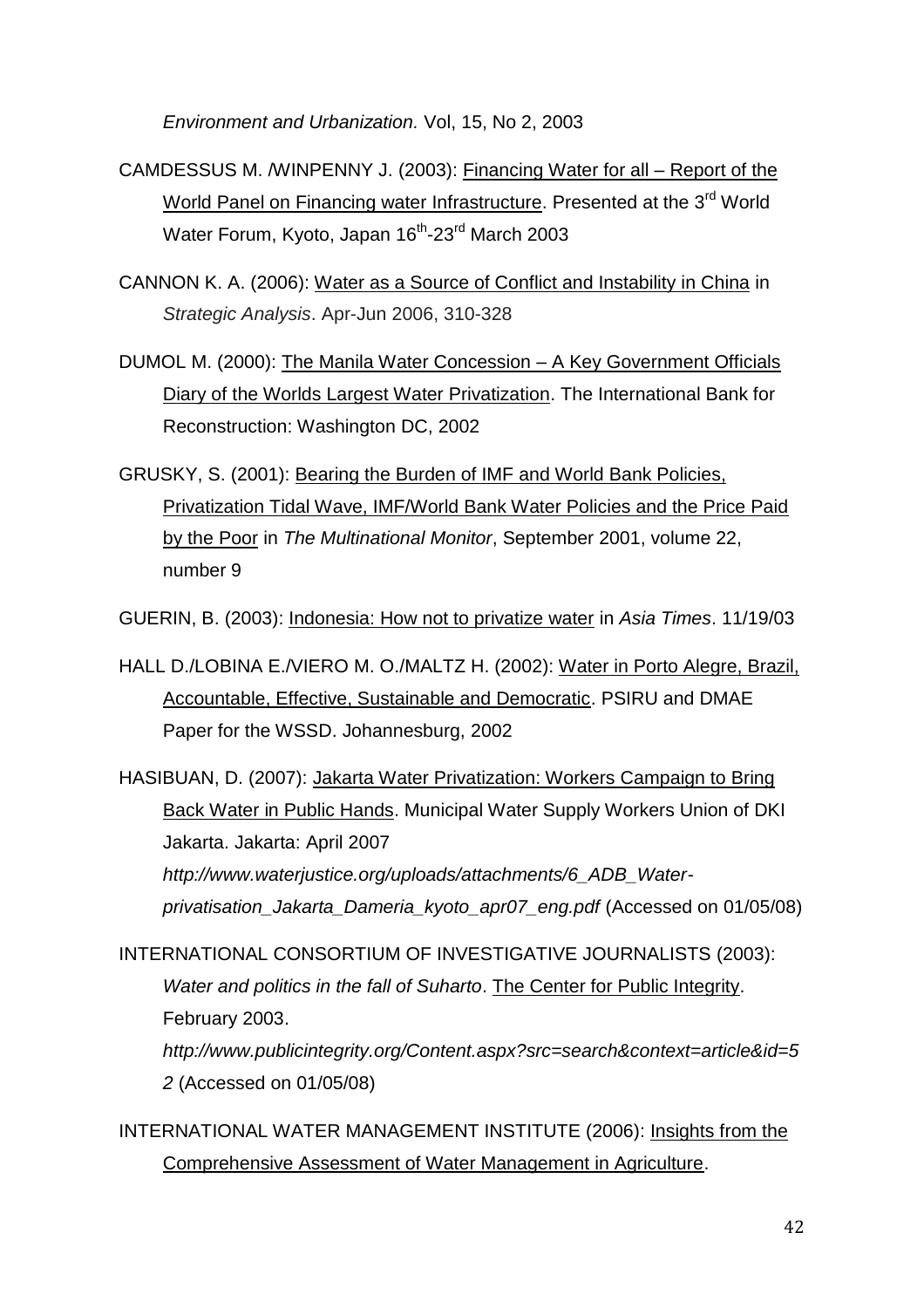*Environment and Urbanization.* Vol, 15, No 2, 2003

CAMDESSUS M. /WINPENNY J. (2003): Financing Water for all – Report of the World Panel on Financing water Infrastructure. Presented at the 3rd World Water Forum, Kyoto, Japan 16th-23rd March 2003

CANNON K. A. (2006): Water as a Source of Conflict and Instability in China in *Strategic Analysis*. Apr-Jun 2006, 310-328

DUMOL M. (2000): The Manila Water Concession – A Key Government Officials Diary of the Worlds Largest Water Privatization. The International Bank for Reconstruction: Washington DC, 2002

GRUSKY, S. (2001): Bearing the Burden of IMF and World Bank Policies, Privatization Tidal Wave, IMF/World Bank Water Policies and the Price Paid by the Poor in *The Multinational Monitor*, September 2001, volume 22, number 9

GUERIN, B. (2003): Indonesia: How not to privatize water in *Asia Times*. 11/19/03

HALL D./LOBINA E./VIERO M. O./MALTZ H. (2002): Water in Porto Alegre, Brazil, Accountable, Effective, Sustainable and Democratic. PSIRU and DMAE Paper for the WSSD. Johannesburg, 2002

HASIBUAN, D. (2007): Jakarta Water Privatization: Workers Campaign to Bring Back Water in Public Hands. Municipal Water Supply Workers Union of DKI Jakarta. Jakarta: April 2007 *http://www.waterjustice.org/uploads/attachments/6_ADB_Water-privatisation_Jakarta_Dameria_kyoto_apr07_eng.pdf* (Accessed on 01/05/08)

INTERNATIONAL CONSORTIUM OF INVESTIGATIVE JOURNALISTS (2003): *Water and politics in the fall of Suharto*. The Center for Public Integrity. February 2003. *http://www.publicintegrity.org/Content.aspx?src=search&context=article&id=52* (Accessed on 01/05/08)

INTERNATIONAL WATER MANAGEMENT INSTITUTE (2006): Insights from the Comprehensive Assessment of Water Management in Agriculture.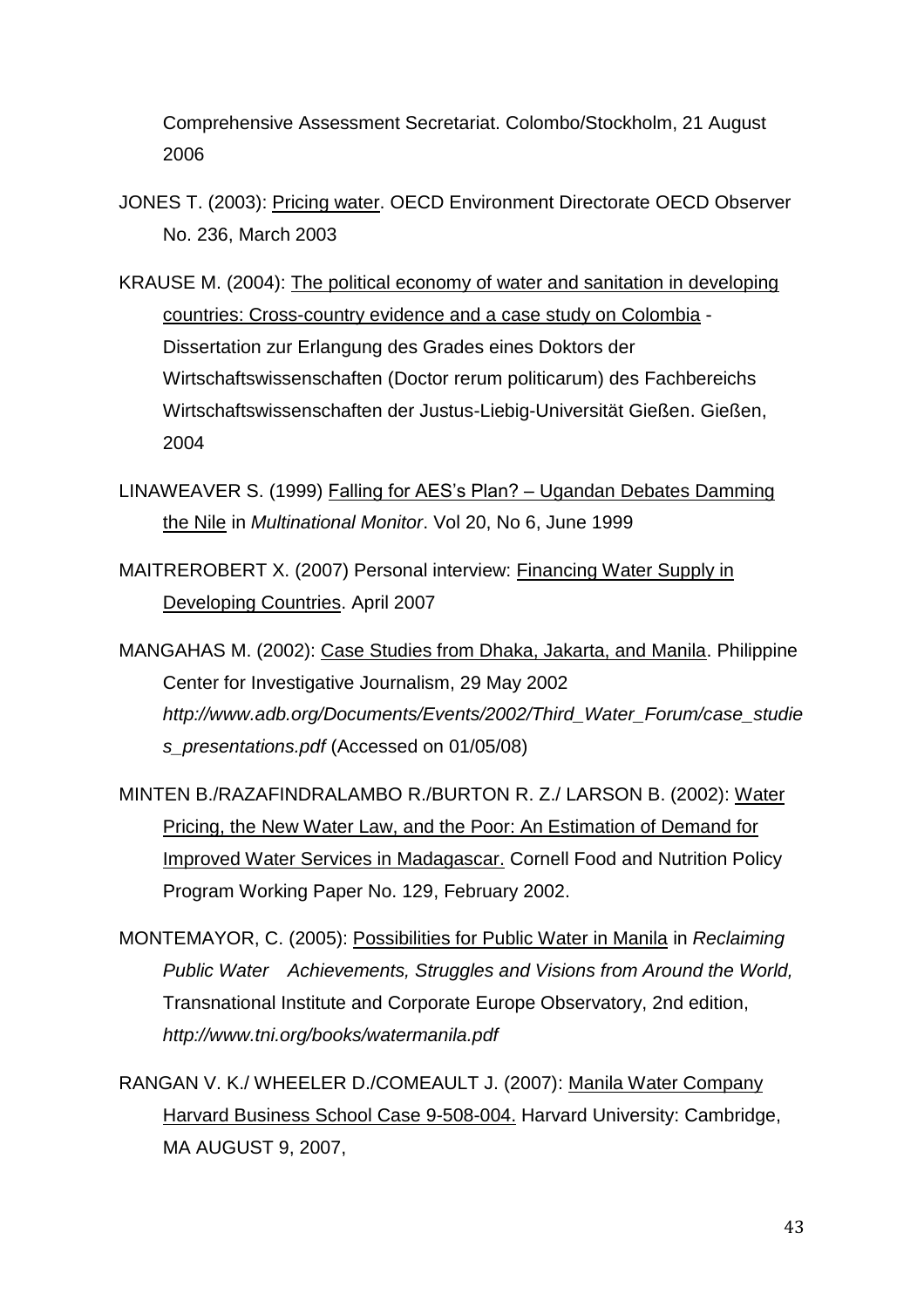Comprehensive Assessment Secretariat. Colombo/Stockholm, 21 August 2006

JONES T. (2003): Pricing water. OECD Environment Directorate OECD Observer No. 236, March 2003

KRAUSE M. (2004): The political economy of water and sanitation in developing countries: Cross-country evidence and a case study on Colombia - Dissertation zur Erlangung des Grades eines Doktors der Wirtschaftswissenschaften (Doctor rerum politicarum) des Fachbereichs Wirtschaftswissenschaften der Justus-Liebig-Universität Gießen. Gießen, 2004

LINAWEAVER S. (1999) Falling for AES's Plan? – Ugandan Debates Damming the Nile in *Multinational Monitor*. Vol 20, No 6, June 1999

MAITREROBERT X. (2007) Personal interview: Financing Water Supply in Developing Countries. April 2007

MANGAHAS M. (2002): Case Studies from Dhaka, Jakarta, and Manila. Philippine Center for Investigative Journalism, 29 May 2002 *http://www.adb.org/Documents/Events/2002/Third_Water_Forum/case_studies_presentations.pdf* (Accessed on 01/05/08)

MINTEN B./RAZAFINDRALAMBO R./BURTON R. Z./ LARSON B. (2002): Water Pricing, the New Water Law, and the Poor: An Estimation of Demand for Improved Water Services in Madagascar. Cornell Food and Nutrition Policy Program Working Paper No. 129, February 2002.

MONTEMAYOR, C. (2005): Possibilities for Public Water in Manila in *Reclaiming Public Water Achievements, Struggles and Visions from Around the World,* Transnational Institute and Corporate Europe Observatory, 2nd edition, *http://www.tni.org/books/watermanila.pdf*

RANGAN V. K./ WHEELER D./COMEAULT J. (2007): Manila Water Company Harvard Business School Case 9-508-004. Harvard University: Cambridge, MA AUGUST 9, 2007,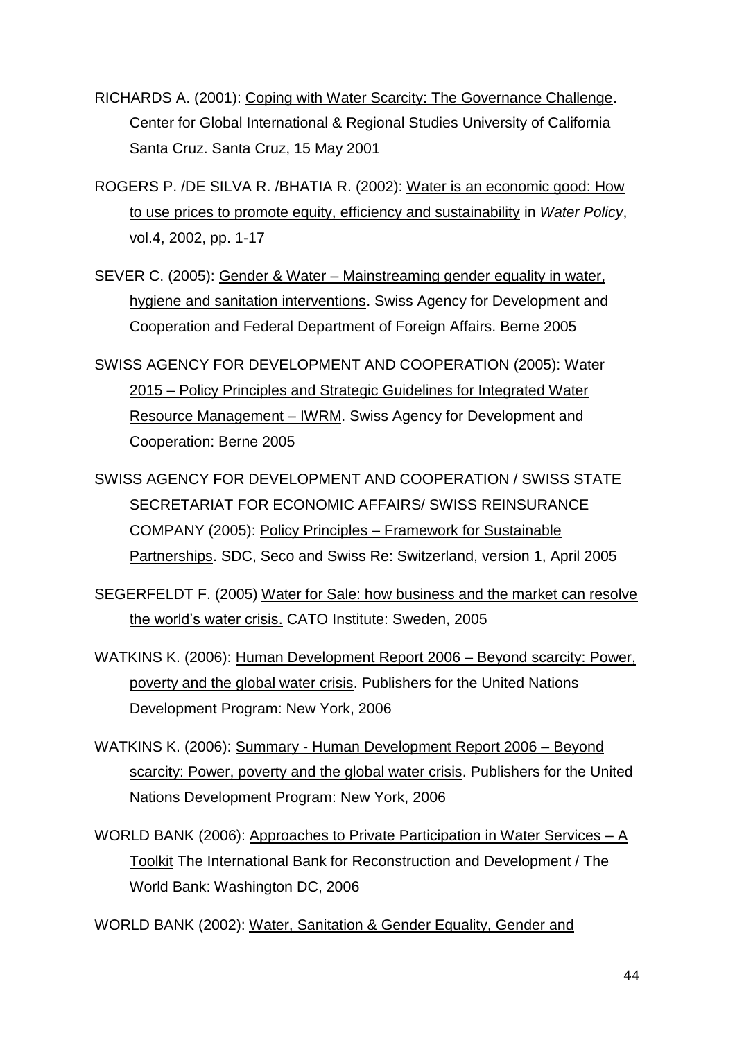RICHARDS A. (2001): Coping with Water Scarcity: The Governance Challenge. Center for Global International & Regional Studies University of California Santa Cruz. Santa Cruz, 15 May 2001

ROGERS P. /DE SILVA R. /BHATIA R. (2002): Water is an economic good: How to use prices to promote equity, efficiency and sustainability in *Water Policy*, vol.4, 2002, pp. 1-17

SEVER C. (2005): Gender & Water – Mainstreaming gender equality in water, hygiene and sanitation interventions. Swiss Agency for Development and Cooperation and Federal Department of Foreign Affairs. Berne 2005

SWISS AGENCY FOR DEVELOPMENT AND COOPERATION (2005): Water 2015 – Policy Principles and Strategic Guidelines for Integrated Water Resource Management – IWRM. Swiss Agency for Development and Cooperation: Berne 2005

SWISS AGENCY FOR DEVELOPMENT AND COOPERATION / SWISS STATE SECRETARIAT FOR ECONOMIC AFFAIRS/ SWISS REINSURANCE COMPANY (2005): Policy Principles – Framework for Sustainable Partnerships. SDC, Seco and Swiss Re: Switzerland, version 1, April 2005

SEGERFELDT F. (2005) Water for Sale: how business and the market can resolve the world's water crisis. CATO Institute: Sweden, 2005

WATKINS K. (2006): Human Development Report 2006 – Beyond scarcity: Power, poverty and the global water crisis. Publishers for the United Nations Development Program: New York, 2006

WATKINS K. (2006): Summary - Human Development Report 2006 – Beyond scarcity: Power, poverty and the global water crisis. Publishers for the United Nations Development Program: New York, 2006

WORLD BANK (2006): Approaches to Private Participation in Water Services – A Toolkit The International Bank for Reconstruction and Development / The World Bank: Washington DC, 2006

WORLD BANK (2002): Water, Sanitation & Gender Equality, Gender and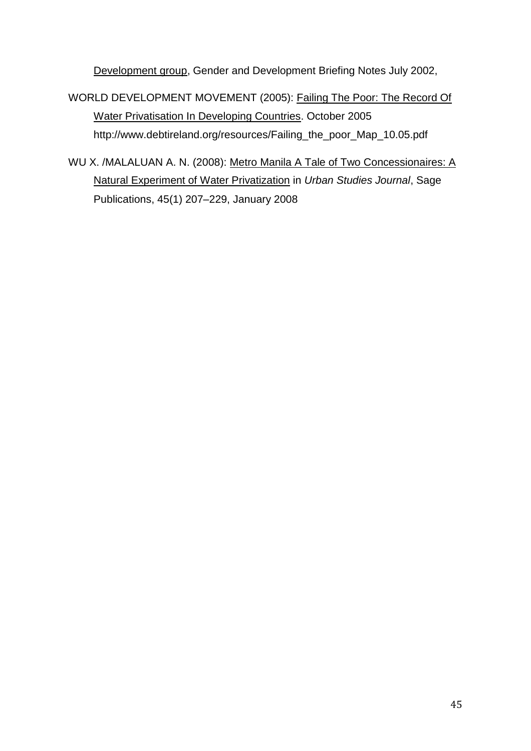Development group, Gender and Development Briefing Notes July 2002,

WORLD DEVELOPMENT MOVEMENT (2005): Failing The Poor: The Record Of Water Privatisation In Developing Countries. October 2005 http://www.debtireland.org/resources/Failing_the_poor_Map_10.05.pdf

WU X. /MALALUAN A. N. (2008): Metro Manila A Tale of Two Concessionaires: A Natural Experiment of Water Privatization in *Urban Studies Journal*, Sage Publications, 45(1) 207–229, January 2008